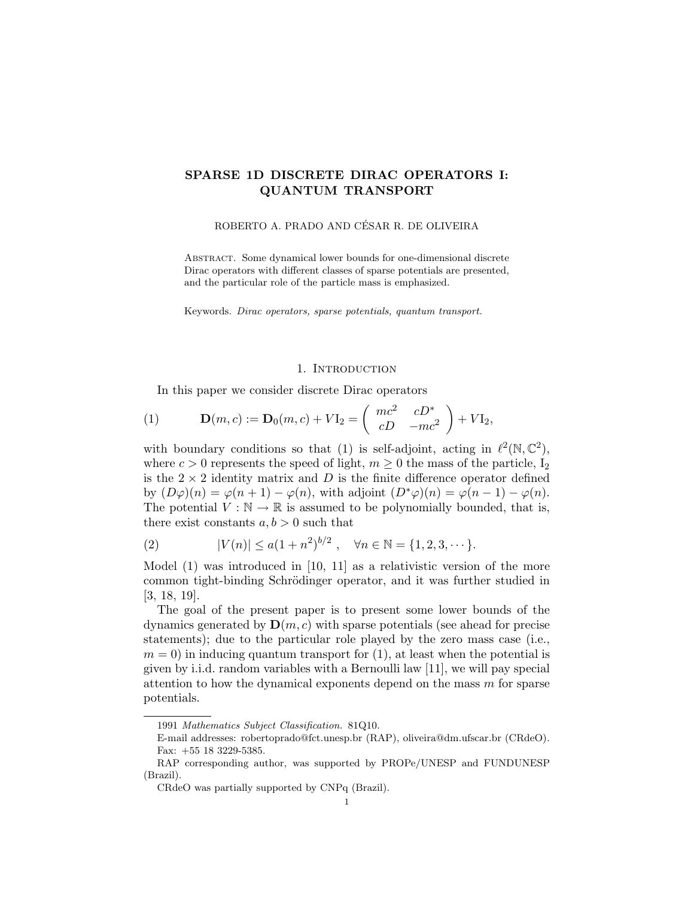# SPARSE 1D DISCRETE DIRAC OPERATORS I: QUANTUM TRANSPORT

ROBERTO A. PRADO AND CÉSAR R. DE OLIVEIRA

Abstract. Some dynamical lower bounds for one-dimensional discrete Dirac operators with different classes of sparse potentials are presented, and the particular role of the particle mass is emphasized.

Keywords. *Dirac operators, sparse potentials, quantum transport.*

## 1. Introduction

In this paper we consider discrete Dirac operators

$$\mathbf{D}(m,c) := \mathbf{D}_0(m,c) + V\mathrm{I}_2 = \begin{pmatrix} mc^2 & cD^* \\ cD & -mc^2 \end{pmatrix} + V\mathrm{I}_2, \tag{1}$$

with boundary conditions so that (1) is self-adjoint, acting in $\ell^2(\mathbb{N},\mathbb{C}^2)$, where $c > 0$ represents the speed of light, $m \geq 0$ the mass of the particle, $\mathrm{I}_2$ is the $2 \times 2$ identity matrix and $D$ is the finite difference operator defined by $(D\varphi)(n) = \varphi(n+1) - \varphi(n)$, with adjoint $(D^*\varphi)(n) = \varphi(n-1) - \varphi(n)$. The potential $V : \mathbb{N} \to \mathbb{R}$ is assumed to be polynomially bounded, that is, there exist constants $a, b > 0$ such that

$$|V(n)| \leq a(1+n^2)^{b/2}\ , \quad \forall n \in \mathbb{N} = \{1,2,3,\cdots\}. \tag{2}$$

Model (1) was introduced in [10, 11] as a relativistic version of the more common tight-binding Schrödinger operator, and it was further studied in [3, 18, 19].

The goal of the present paper is to present some lower bounds of the dynamics generated by $\mathbf{D}(m,c)$ with sparse potentials (see ahead for precise statements); due to the particular role played by the zero mass case (i.e., $m = 0$) in inducing quantum transport for (1), at least when the potential is given by i.i.d. random variables with a Bernoulli law [11], we will pay special attention to how the dynamical exponents depend on the mass $m$ for sparse potentials.

---

1991 *Mathematics Subject Classification.* 81Q10.

E-mail addresses: robertoprado@fct.unesp.br (RAP), oliveira@dm.ufscar.br (CRdeO). Fax: +55 18 3229-5385.

RAP corresponding author, was supported by PROPe/UNESP and FUNDUNESP (Brazil).

CRdeO was partially supported by CNPq (Brazil).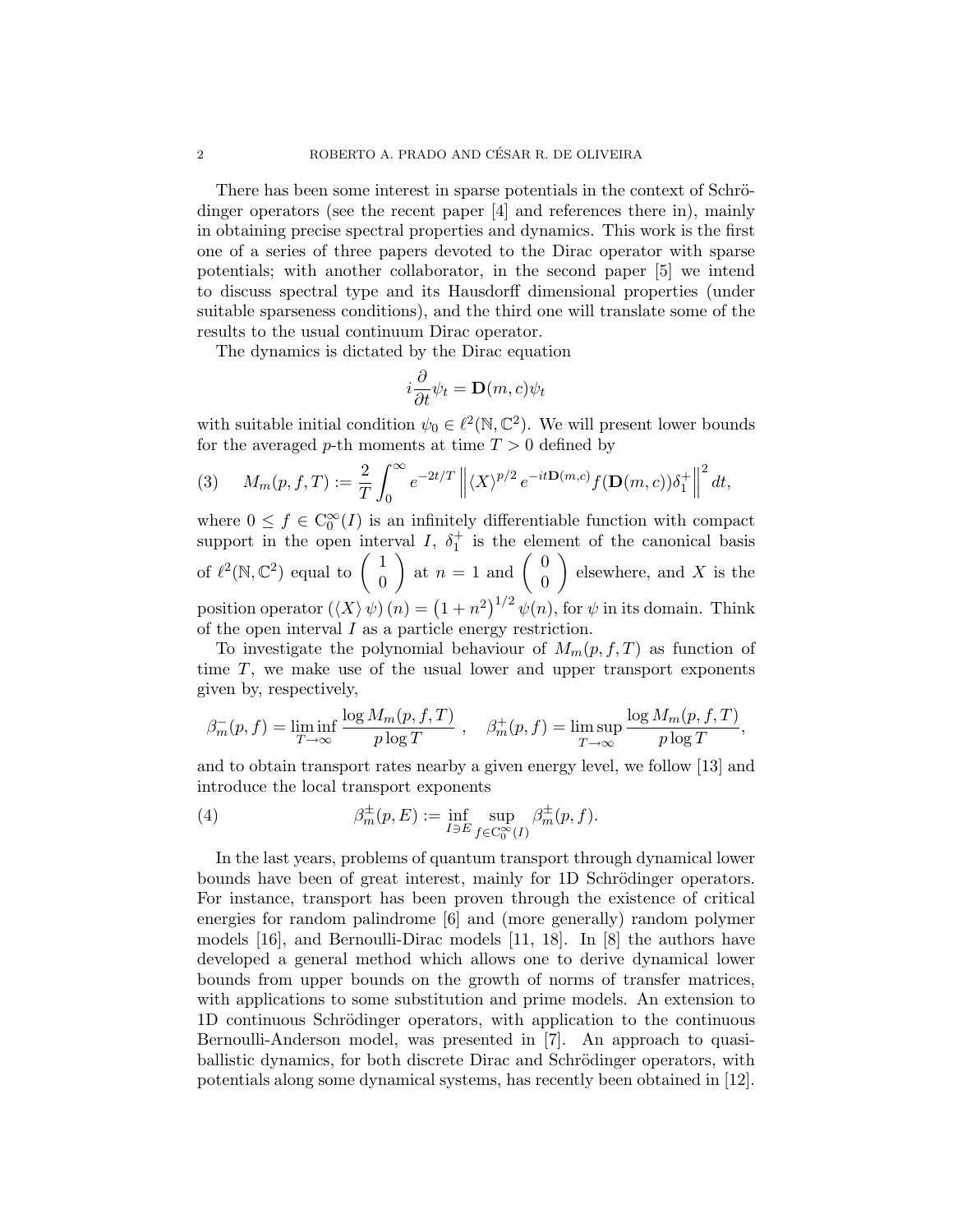There has been some interest in sparse potentials in the context of Schrödinger operators (see the recent paper [4] and references there in), mainly in obtaining precise spectral properties and dynamics. This work is the first one of a series of three papers devoted to the Dirac operator with sparse potentials; with another collaborator, in the second paper [5] we intend to discuss spectral type and its Hausdorff dimensional properties (under suitable sparseness conditions), and the third one will translate some of the results to the usual continuum Dirac operator.

The dynamics is dictated by the Dirac equation

$$i\frac{\partial}{\partial t}\psi_t = \mathbf{D}(m,c)\psi_t$$

with suitable initial condition $\psi_0 \in \ell^2(\mathbb{N}, \mathbb{C}^2)$. We will present lower bounds for the averaged $p$-th moments at time $T > 0$ defined by

$$M_m(p,f,T) := \frac{2}{T}\int_0^\infty e^{-2t/T}\left\| \langle X\rangle^{p/2}\, e^{-it\mathbf{D}(m,c)} f(\mathbf{D}(m,c))\delta_1^+ \right\|^2 dt, \tag{3}$$

where $0 \le f \in \mathrm{C}_0^\infty(I)$ is an infinitely differentiable function with compact support in the open interval $I$, $\delta_1^+$ is the element of the canonical basis of $\ell^2(\mathbb{N}, \mathbb{C}^2)$ equal to $\begin{pmatrix} 1 \\ 0 \end{pmatrix}$ at $n = 1$ and $\begin{pmatrix} 0 \\ 0 \end{pmatrix}$ elsewhere, and $X$ is the position operator $(\langle X\rangle \psi)(n) = \left(1+n^2\right)^{1/2}\psi(n)$, for $\psi$ in its domain. Think of the open interval $I$ as a particle energy restriction.

To investigate the polynomial behaviour of $M_m(p,f,T)$ as function of time $T$, we make use of the usual lower and upper transport exponents given by, respectively,

$$\beta_m^-(p,f) = \liminf_{T\to\infty} \frac{\log M_m(p,f,T)}{p\log T}\ , \quad \beta_m^+(p,f) = \limsup_{T\to\infty} \frac{\log M_m(p,f,T)}{p\log T},$$

and to obtain transport rates nearby a given energy level, we follow [13] and introduce the local transport exponents

$$\beta_m^\pm(p,E) := \inf_{I\ni E}\ \sup_{f\in \mathrm{C}_0^\infty(I)} \beta_m^\pm(p,f). \tag{4}$$

In the last years, problems of quantum transport through dynamical lower bounds have been of great interest, mainly for 1D Schrödinger operators. For instance, transport has been proven through the existence of critical energies for random palindrome [6] and (more generally) random polymer models [16], and Bernoulli-Dirac models [11, 18]. In [8] the authors have developed a general method which allows one to derive dynamical lower bounds from upper bounds on the growth of norms of transfer matrices, with applications to some substitution and prime models. An extension to 1D continuous Schrödinger operators, with application to the continuous Bernoulli-Anderson model, was presented in [7]. An approach to quasi-ballistic dynamics, for both discrete Dirac and Schrödinger operators, with potentials along some dynamical systems, has recently been obtained in [12].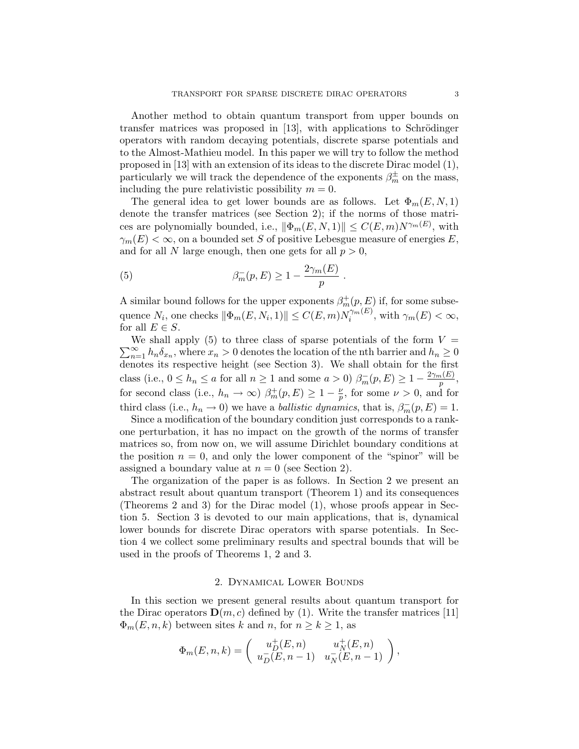Another method to obtain quantum transport from upper bounds on transfer matrices was proposed in [13], with applications to Schrödinger operators with random decaying potentials, discrete sparse potentials and to the Almost-Mathieu model. In this paper we will try to follow the method proposed in [13] with an extension of its ideas to the discrete Dirac model (1), particularly we will track the dependence of the exponents $\beta_m^\pm$ on the mass, including the pure relativistic possibility $m = 0$.

The general idea to get lower bounds are as follows. Let $\Phi_m(E, N, 1)$ denote the transfer matrices (see Section 2); if the norms of those matrices are polynomially bounded, i.e., $\|\Phi_m(E, N, 1)\| \leq C(E, m)N^{\gamma_m(E)}$, with $\gamma_m(E) < \infty$, on a bounded set $S$ of positive Lebesgue measure of energies $E$, and for all $N$ large enough, then one gets for all $p > 0$,

$$\beta_m^-(p, E) \geq 1 - \frac{2\gamma_m(E)}{p} \ . \tag{5}$$

A similar bound follows for the upper exponents $\beta_m^+(p, E)$ if, for some subsequence $N_i$, one checks $\|\Phi_m(E, N_i, 1)\| \leq C(E, m)N_i^{\gamma_m(E)}$, with $\gamma_m(E) < \infty$, for all $E \in S$.

We shall apply (5) to three class of sparse potentials of the form $V = \sum_{n=1}^{\infty} h_n \delta_{x_n}$, where $x_n > 0$ denotes the location of the nth barrier and $h_n \geq 0$ denotes its respective height (see Section 3). We shall obtain for the first class (i.e., $0 \leq h_n \leq a$ for all $n \geq 1$ and some $a > 0$) $\beta_m^-(p, E) \geq 1 - \frac{2\gamma_m(E)}{p}$, for second class (i.e., $h_n \to \infty$) $\beta_m^+(p, E) \geq 1 - \frac{\nu}{p}$, for some $\nu > 0$, and for third class (i.e., $h_n \to 0$) we have a *ballistic dynamics*, that is, $\beta_m^-(p, E) = 1$.

Since a modification of the boundary condition just corresponds to a rank-one perturbation, it has no impact on the growth of the norms of transfer matrices so, from now on, we will assume Dirichlet boundary conditions at the position $n = 0$, and only the lower component of the "spinor" will be assigned a boundary value at $n = 0$ (see Section 2).

The organization of the paper is as follows. In Section 2 we present an abstract result about quantum transport (Theorem 1) and its consequences (Theorems 2 and 3) for the Dirac model (1), whose proofs appear in Section 5. Section 3 is devoted to our main applications, that is, dynamical lower bounds for discrete Dirac operators with sparse potentials. In Section 4 we collect some preliminary results and spectral bounds that will be used in the proofs of Theorems 1, 2 and 3.

## 2. Dynamical Lower Bounds

In this section we present general results about quantum transport for the Dirac operators $\mathbf{D}(m, c)$ defined by (1). Write the transfer matrices [11] $\Phi_m(E, n, k)$ between sites $k$ and $n$, for $n \geq k \geq 1$, as

$$\Phi_m(E, n, k) = \begin{pmatrix} u_D^+(E, n) & u_N^+(E, n) \\ u_D^-(E, n-1) & u_N^-(E, n-1) \end{pmatrix},$$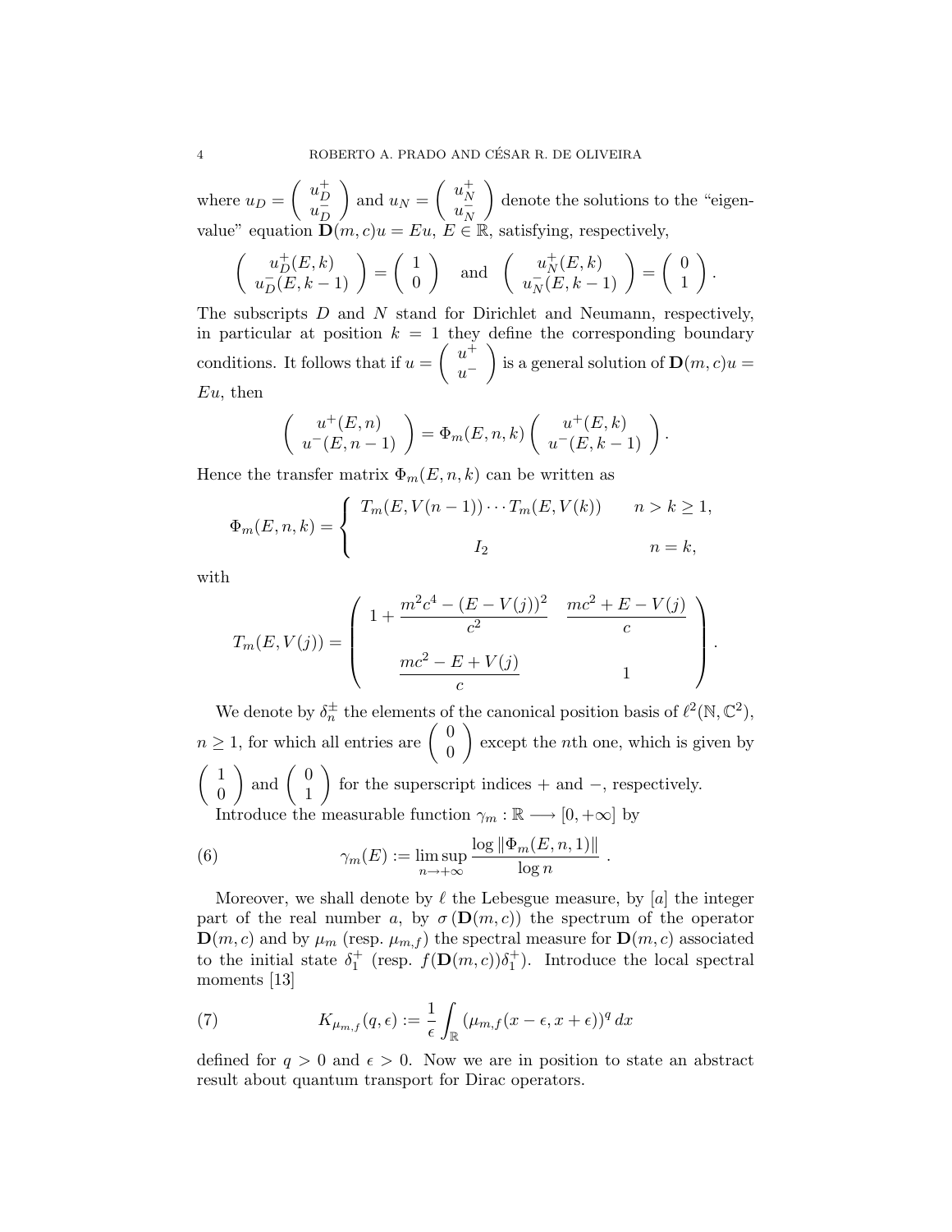where $u_D = \begin{pmatrix} u_D^+ \\ u_D^- \end{pmatrix}$ and $u_N = \begin{pmatrix} u_N^+ \\ u_N^- \end{pmatrix}$ denote the solutions to the "eigenvalue" equation $\mathbf{D}(m,c)u = Eu$, $E \in \mathbb{R}$, satisfying, respectively,

$$\begin{pmatrix} u_D^+(E,k) \\ u_D^-(E,k-1) \end{pmatrix} = \begin{pmatrix} 1 \\ 0 \end{pmatrix} \quad \text{and} \quad \begin{pmatrix} u_N^+(E,k) \\ u_N^-(E,k-1) \end{pmatrix} = \begin{pmatrix} 0 \\ 1 \end{pmatrix}.$$

The subscripts $D$ and $N$ stand for Dirichlet and Neumann, respectively, in particular at position $k = 1$ they define the corresponding boundary conditions. It follows that if $u = \begin{pmatrix} u^+ \\ u^- \end{pmatrix}$ is a general solution of $\mathbf{D}(m,c)u = Eu$, then

$$\begin{pmatrix} u^+(E,n) \\ u^-(E,n-1) \end{pmatrix} = \Phi_m(E,n,k) \begin{pmatrix} u^+(E,k) \\ u^-(E,k-1) \end{pmatrix}.$$

Hence the transfer matrix $\Phi_m(E,n,k)$ can be written as

$$\Phi_m(E,n,k) = \begin{cases} T_m(E,V(n-1)) \cdots T_m(E,V(k)) & n > k \geq 1, \\ I_2 & n = k, \end{cases}$$

with

$$T_m(E,V(j)) = \begin{pmatrix} 1 + \dfrac{m^2c^4 - (E-V(j))^2}{c^2} & \dfrac{mc^2 + E - V(j)}{c} \\ \dfrac{mc^2 - E + V(j)}{c} & 1 \end{pmatrix}.$$

We denote by $\delta_n^{\pm}$ the elements of the canonical position basis of $\ell^2(\mathbb{N},\mathbb{C}^2)$, $n \geq 1$, for which all entries are $\begin{pmatrix} 0 \\ 0 \end{pmatrix}$ except the $n$th one, which is given by $\begin{pmatrix} 1 \\ 0 \end{pmatrix}$ and $\begin{pmatrix} 0 \\ 1 \end{pmatrix}$ for the superscript indices $+$ and $-$, respectively.

Introduce the measurable function $\gamma_m : \mathbb{R} \longrightarrow [0,+\infty]$ by

$$\gamma_m(E) := \limsup_{n \to +\infty} \frac{\log \|\Phi_m(E,n,1)\|}{\log n}\ . \tag{6}$$

Moreover, we shall denote by $\ell$ the Lebesgue measure, by $[a]$ the integer part of the real number $a$, by $\sigma(\mathbf{D}(m,c))$ the spectrum of the operator $\mathbf{D}(m,c)$ and by $\mu_m$ (resp. $\mu_{m,f}$) the spectral measure for $\mathbf{D}(m,c)$ associated to the initial state $\delta_1^+$ (resp. $f(\mathbf{D}(m,c))\delta_1^+$). Introduce the local spectral moments [13]

$$K_{\mu_{m,f}}(q,\epsilon) := \frac{1}{\epsilon} \int_{\mathbb{R}} (\mu_{m,f}(x-\epsilon, x+\epsilon))^q \, dx \tag{7}$$

defined for $q > 0$ and $\epsilon > 0$. Now we are in position to state an abstract result about quantum transport for Dirac operators.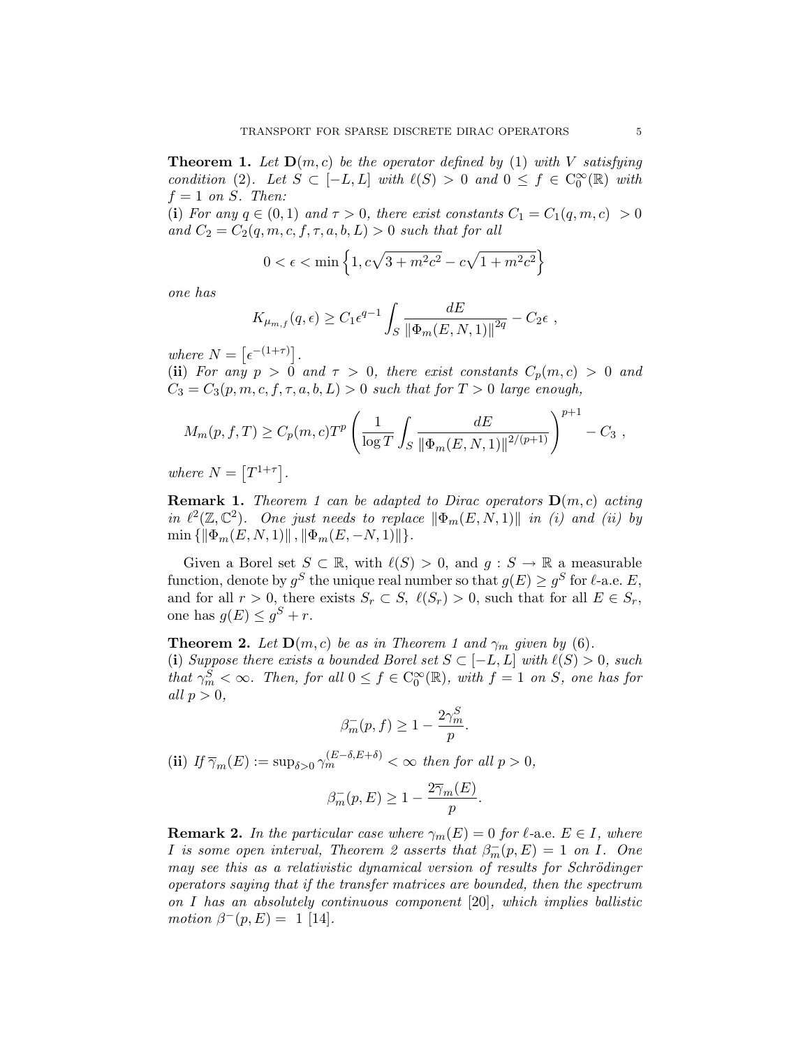**Theorem 1.** *Let $\mathbf{D}(m,c)$ be the operator defined by (1) with $V$ satisfying condition (2). Let $S \subset [-L,L]$ with $\ell(S) > 0$ and $0 \le f \in \mathrm{C}_0^\infty(\mathbb{R})$ with $f = 1$ on $S$. Then:*

(**i**) *For any $q \in (0,1)$ and $\tau > 0$, there exist constants $C_1 = C_1(q,m,c) > 0$ and $C_2 = C_2(q,m,c,f,\tau,a,b,L) > 0$ such that for all*

$$0 < \epsilon < \min\left\{1, c\sqrt{3+m^2c^2} - c\sqrt{1+m^2c^2}\right\}$$

*one has*

$$K_{\mu_{m,f}}(q,\epsilon) \ge C_1 \epsilon^{q-1} \int_S \frac{dE}{\|\Phi_m(E,N,1)\|^{2q}} - C_2\epsilon \ ,$$

*where $N = \left[\epsilon^{-(1+\tau)}\right]$.*

(**ii**) *For any $p > 0$ and $\tau > 0$, there exist constants $C_p(m,c) > 0$ and $C_3 = C_3(p,m,c,f,\tau,a,b,L) > 0$ such that for $T > 0$ large enough,*

$$M_m(p,f,T) \ge C_p(m,c) T^p \left( \frac{1}{\log T} \int_S \frac{dE}{\|\Phi_m(E,N,1)\|^{2/(p+1)}} \right)^{p+1} - C_3 \ ,$$

*where $N = \left[T^{1+\tau}\right]$.*

**Remark 1.** *Theorem 1 can be adapted to Dirac operators $\mathbf{D}(m,c)$ acting in $\ell^2(\mathbb{Z},\mathbb{C}^2)$. One just needs to replace $\|\Phi_m(E,N,1)\|$ in (i) and (ii) by $\min\{\|\Phi_m(E,N,1)\|, \|\Phi_m(E,-N,1)\|\}$.*

Given a Borel set $S \subset \mathbb{R}$, with $\ell(S) > 0$, and $g : S \to \mathbb{R}$ a measurable function, denote by $g^S$ the unique real number so that $g(E) \ge g^S$ for $\ell$-a.e. $E$, and for all $r > 0$, there exists $S_r \subset S$, $\ell(S_r) > 0$, such that for all $E \in S_r$, one has $g(E) \le g^S + r$.

**Theorem 2.** *Let $\mathbf{D}(m,c)$ be as in Theorem 1 and $\gamma_m$ given by (6).*

(**i**) *Suppose there exists a bounded Borel set $S \subset [-L,L]$ with $\ell(S) > 0$, such that $\gamma_m^S < \infty$. Then, for all $0 \le f \in \mathrm{C}_0^\infty(\mathbb{R})$, with $f = 1$ on $S$, one has for all $p > 0$,*

$$\beta_m^-(p,f) \ge 1 - \frac{2\gamma_m^S}{p}.$$

(**ii**) *If $\overline{\gamma}_m(E) := \sup_{\delta > 0} \gamma_m^{(E-\delta,E+\delta)} < \infty$ then for all $p > 0$,*

$$\beta_m^-(p,E) \ge 1 - \frac{2\overline{\gamma}_m(E)}{p}.$$

**Remark 2.** *In the particular case where $\gamma_m(E) = 0$ for $\ell$-a.e. $E \in I$, where $I$ is some open interval, Theorem 2 asserts that $\beta_m^-(p,E) = 1$ on $I$. One may see this as a relativistic dynamical version of results for Schrödinger operators saying that if the transfer matrices are bounded, then the spectrum on $I$ has an absolutely continuous component [20], which implies ballistic motion $\beta^-(p,E) = 1$ [14].*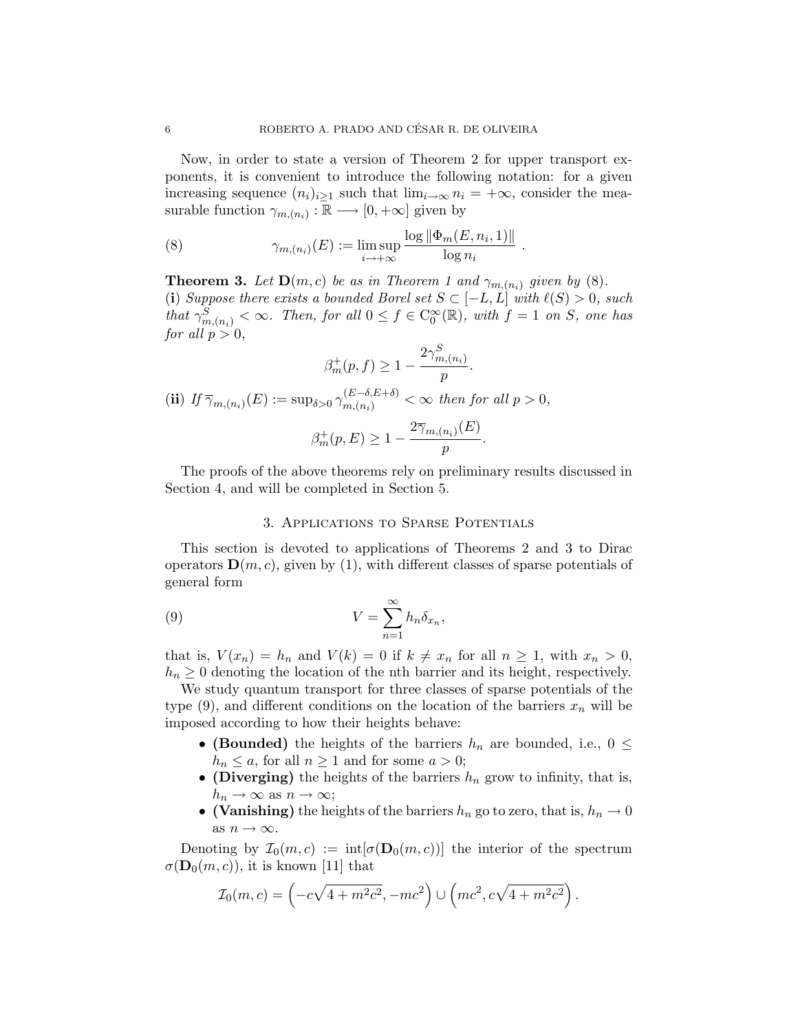Now, in order to state a version of Theorem 2 for upper transport exponents, it is convenient to introduce the following notation: for a given increasing sequence $(n_i)_{i\geq 1}$ such that $\lim_{i\to\infty} n_i = +\infty$, consider the measurable function $\gamma_{m,(n_i)} : \mathbb{R} \longrightarrow [0, +\infty]$ given by

$$\gamma_{m,(n_i)}(E) := \limsup_{i\to+\infty} \frac{\log \|\Phi_m(E, n_i, 1)\|}{\log n_i} \ . \tag{8}$$

**Theorem 3.** *Let* $\mathbf{D}(m, c)$ *be as in Theorem 1 and* $\gamma_{m,(n_i)}$ *given by* (8).
(**i**) *Suppose there exists a bounded Borel set* $S \subset [-L, L]$ *with* $\ell(S) > 0$*, such that* $\gamma^S_{m,(n_i)} < \infty$*. Then, for all* $0 \leq f \in C_0^\infty(\mathbb{R})$*, with* $f = 1$ *on* $S$*, one has for all* $p > 0$*,*

$$\beta^+_m(p, f) \geq 1 - \frac{2\gamma^S_{m,(n_i)}}{p}.$$

(**ii**) *If* $\overline{\gamma}_{m,(n_i)}(E) := \sup_{\delta>0} \gamma^{(E-\delta,E+\delta)}_{m,(n_i)} < \infty$ *then for all* $p > 0$*,*

$$\beta^+_m(p, E) \geq 1 - \frac{2\overline{\gamma}_{m,(n_i)}(E)}{p}.$$

The proofs of the above theorems rely on preliminary results discussed in Section 4, and will be completed in Section 5.

## 3. Applications to Sparse Potentials

This section is devoted to applications of Theorems 2 and 3 to Dirac operators $\mathbf{D}(m, c)$, given by (1), with different classes of sparse potentials of general form

$$V = \sum_{n=1}^{\infty} h_n \delta_{x_n}, \tag{9}$$

that is, $V(x_n) = h_n$ and $V(k) = 0$ if $k \neq x_n$ for all $n \geq 1$, with $x_n > 0$, $h_n \geq 0$ denoting the location of the nth barrier and its height, respectively.

We study quantum transport for three classes of sparse potentials of the type (9), and different conditions on the location of the barriers $x_n$ will be imposed according to how their heights behave:

- **(Bounded)** the heights of the barriers $h_n$ are bounded, i.e., $0 \leq h_n \leq a$, for all $n \geq 1$ and for some $a > 0$;
- **(Diverging)** the heights of the barriers $h_n$ grow to infinity, that is, $h_n \to \infty$ as $n \to \infty$;
- **(Vanishing)** the heights of the barriers $h_n$ go to zero, that is, $h_n \to 0$ as $n \to \infty$.

Denoting by $\mathcal{I}_0(m, c) := \operatorname{int}[\sigma(\mathbf{D}_0(m, c))]$ the interior of the spectrum $\sigma(\mathbf{D}_0(m, c))$, it is known [11] that

$$\mathcal{I}_0(m, c) = \left(-c\sqrt{4 + m^2c^2}, -mc^2\right) \cup \left(mc^2, c\sqrt{4 + m^2c^2}\right).$$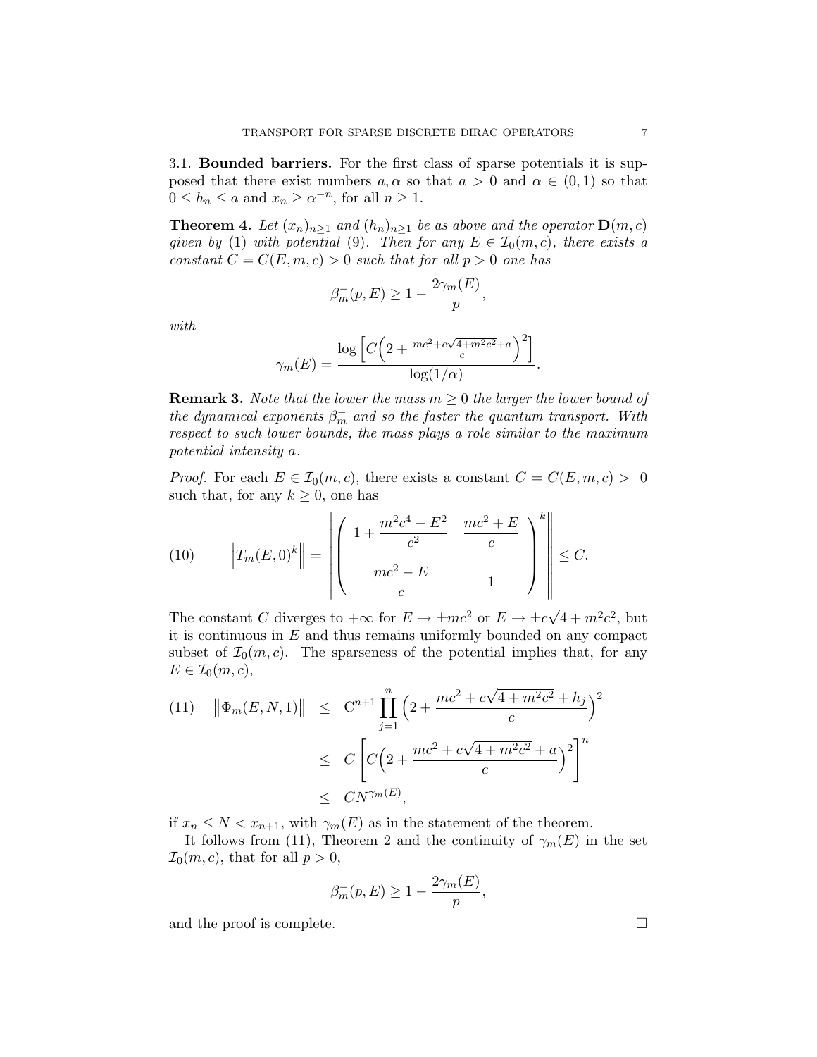### 3.1. Bounded barriers.

For the first class of sparse potentials it is supposed that there exist numbers $a, \alpha$ so that $a > 0$ and $\alpha \in (0,1)$ so that $0 \le h_n \le a$ and $x_n \ge \alpha^{-n}$, for all $n \ge 1$.

**Theorem 4.** *Let $(x_n)_{n\ge1}$ and $(h_n)_{n\ge1}$ be as above and the operator $\mathbf{D}(m,c)$ given by (1) with potential (9). Then for any $E \in \mathcal{I}_0(m,c)$, there exists a constant $C = C(E,m,c) > 0$ such that for all $p > 0$ one has*

$$\beta_m^-(p,E) \ge 1 - \frac{2\gamma_m(E)}{p},$$

*with*

$$\gamma_m(E) = \frac{\log\left[C\Big(2 + \frac{mc^2 + c\sqrt{4+m^2c^2}+a}{c}\Big)^2\right]}{\log(1/\alpha)}.$$

**Remark 3.** *Note that the lower the mass $m \ge 0$ the larger the lower bound of the dynamical exponents $\beta_m^-$ and so the faster the quantum transport. With respect to such lower bounds, the mass plays a role similar to the maximum potential intensity $a$.*

*Proof.* For each $E \in \mathcal{I}_0(m,c)$, there exists a constant $C = C(E,m,c) > 0$ such that, for any $k \ge 0$, one has

$$\left\|T_m(E,0)^k\right\| = \left\| \begin{pmatrix} 1 + \dfrac{m^2c^4 - E^2}{c^2} & \dfrac{mc^2 + E}{c} \\[2ex] \dfrac{mc^2 - E}{c} & 1 \end{pmatrix}^k \right\| \le C. \tag{10}$$

The constant $C$ diverges to $+\infty$ for $E \to \pm mc^2$ or $E \to \pm c\sqrt{4+m^2c^2}$, but it is continuous in $E$ and thus remains uniformly bounded on any compact subset of $\mathcal{I}_0(m,c)$. The sparseness of the potential implies that, for any $E \in \mathcal{I}_0(m,c)$,

$$\begin{aligned}
\left\|\Phi_m(E,N,1)\right\| &\le \mathrm{C}^{n+1} \prod_{j=1}^{n} \Big(2 + \frac{mc^2 + c\sqrt{4+m^2c^2} + h_j}{c}\Big)^2 \\
&\le C\left[C\Big(2 + \frac{mc^2 + c\sqrt{4+m^2c^2} + a}{c}\Big)^2\right]^n \\
&\le CN^{\gamma_m(E)},
\end{aligned} \tag{11}$$

if $x_n \le N < x_{n+1}$, with $\gamma_m(E)$ as in the statement of the theorem.

It follows from (11), Theorem 2 and the continuity of $\gamma_m(E)$ in the set $\mathcal{I}_0(m,c)$, that for all $p > 0$,

$$\beta_m^-(p,E) \ge 1 - \frac{2\gamma_m(E)}{p},$$

and the proof is complete. $\square$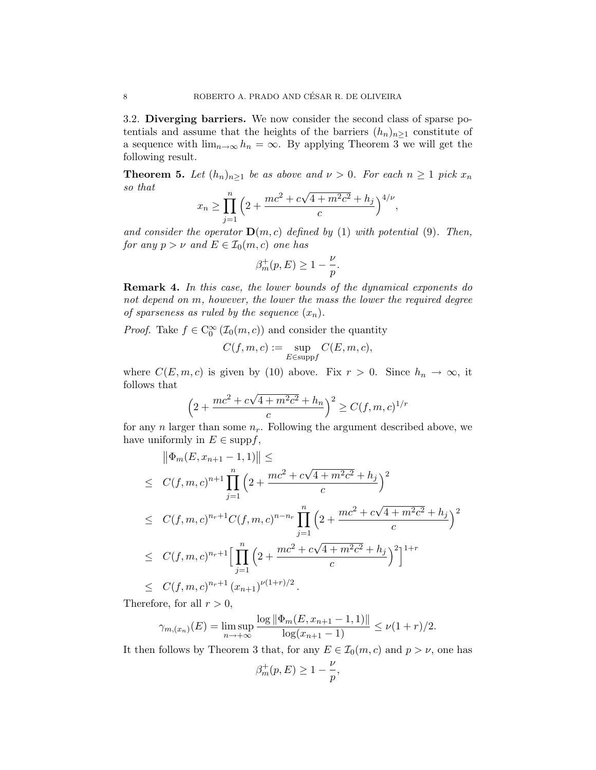3.2. **Diverging barriers.** We now consider the second class of sparse potentials and assume that the heights of the barriers $(h_n)_{n\geq 1}$ constitute of a sequence with $\lim_{n\to\infty} h_n = \infty$. By applying Theorem 3 we will get the following result.

**Theorem 5.** *Let $(h_n)_{n\geq 1}$ be as above and $\nu > 0$. For each $n \geq 1$ pick $x_n$ so that*

$$x_n \geq \prod_{j=1}^{n} \Big(2 + \frac{mc^2 + c\sqrt{4+m^2c^2} + h_j}{c}\Big)^{4/\nu},$$

*and consider the operator $\mathbf{D}(m,c)$ defined by (1) with potential (9). Then, for any $p > \nu$ and $E \in \mathcal{I}_0(m,c)$ one has*

$$\beta_m^+(p,E) \geq 1 - \frac{\nu}{p}.$$

**Remark 4.** *In this case, the lower bounds of the dynamical exponents do not depend on $m$, however, the lower the mass the lower the required degree of sparseness as ruled by the sequence $(x_n)$.*

*Proof.* Take $f \in \mathrm{C}_0^\infty(\mathcal{I}_0(m,c))$ and consider the quantity

$$C(f,m,c) := \sup_{E\in \mathrm{supp} f} C(E,m,c),$$

where $C(E,m,c)$ is given by (10) above. Fix $r > 0$. Since $h_n \to \infty$, it follows that

$$\Big(2 + \frac{mc^2 + c\sqrt{4+m^2c^2} + h_n}{c}\Big)^2 \geq C(f,m,c)^{1/r}$$

for any $n$ larger than some $n_r$. Following the argument described above, we have uniformly in $E \in \mathrm{supp} f$,

$$\begin{aligned}
&\big\|\Phi_m(E, x_{n+1}-1, 1)\big\| \leq \\
\leq\ & C(f,m,c)^{n+1} \prod_{j=1}^{n} \Big(2 + \frac{mc^2 + c\sqrt{4+m^2c^2} + h_j}{c}\Big)^2 \\
\leq\ & C(f,m,c)^{n_r+1} C(f,m,c)^{n-n_r} \prod_{j=1}^{n} \Big(2 + \frac{mc^2 + c\sqrt{4+m^2c^2} + h_j}{c}\Big)^2 \\
\leq\ & C(f,m,c)^{n_r+1} \Big[\prod_{j=1}^{n} \Big(2 + \frac{mc^2 + c\sqrt{4+m^2c^2} + h_j}{c}\Big)^2\Big]^{1+r} \\
\leq\ & C(f,m,c)^{n_r+1} \left(x_{n+1}\right)^{\nu(1+r)/2}.
\end{aligned}$$

Therefore, for all $r > 0$,

$$\gamma_{m,(x_n)}(E) = \limsup_{n\to+\infty} \frac{\log \|\Phi_m(E, x_{n+1}-1, 1)\|}{\log(x_{n+1}-1)} \leq \nu(1+r)/2.$$

It then follows by Theorem 3 that, for any $E \in \mathcal{I}_0(m,c)$ and $p > \nu$, one has

$$\beta_m^+(p,E) \geq 1 - \frac{\nu}{p},$$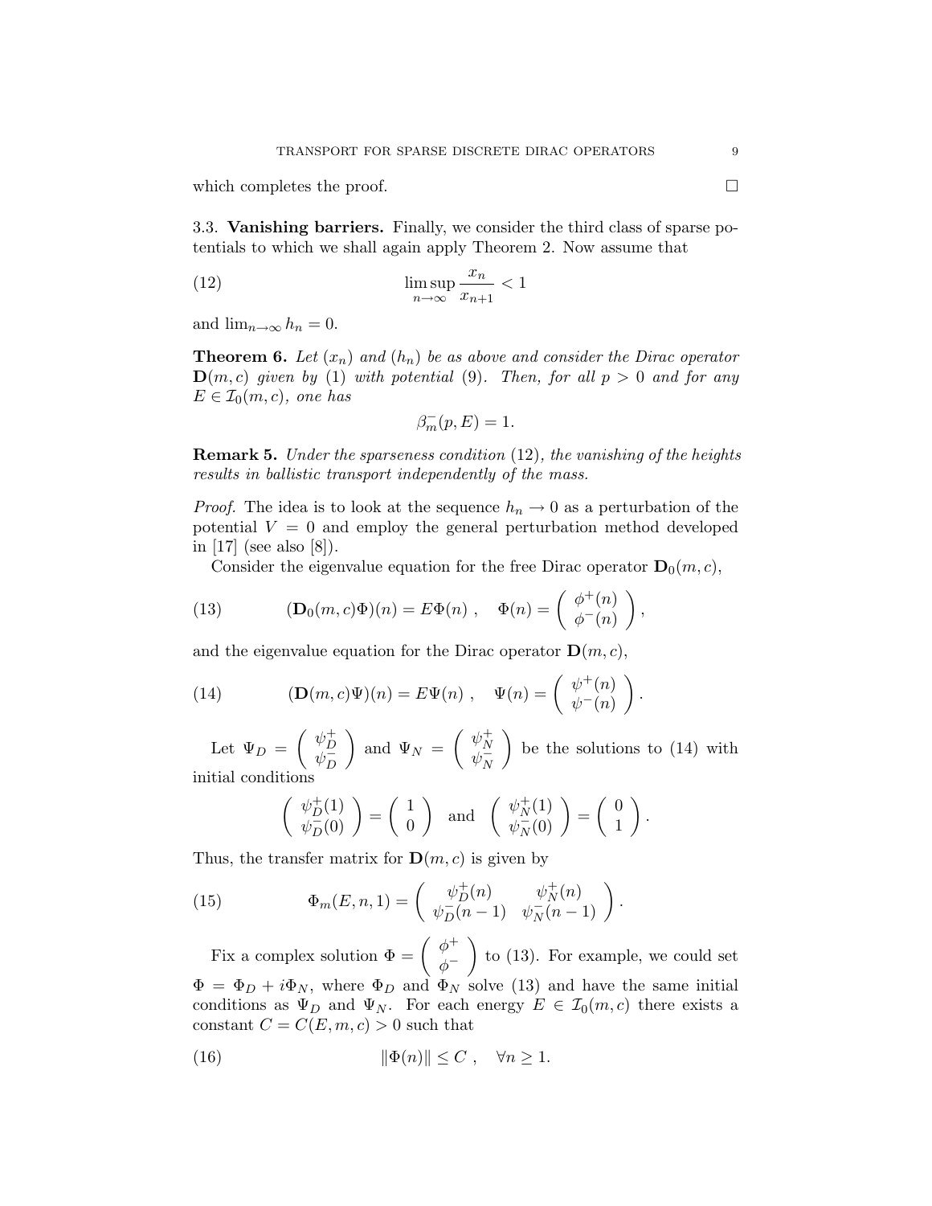which completes the proof. □

### 3.3. **Vanishing barriers.**

Finally, we consider the third class of sparse potentials to which we shall again apply Theorem 2. Now assume that

$$\limsup_{n\to\infty} \frac{x_n}{x_{n+1}} < 1 \tag{12}$$

and $\lim_{n\to\infty} h_n = 0$.

**Theorem 6.** *Let $(x_n)$ and $(h_n)$ be as above and consider the Dirac operator $\mathbf{D}(m,c)$ given by (1) with potential (9). Then, for all $p > 0$ and for any $E \in \mathcal{I}_0(m,c)$, one has*

$$\beta_m^-(p,E) = 1.$$

**Remark 5.** *Under the sparseness condition (12), the vanishing of the heights results in ballistic transport independently of the mass.*

*Proof.* The idea is to look at the sequence $h_n \to 0$ as a perturbation of the potential $V = 0$ and employ the general perturbation method developed in [17] (see also [8]).

Consider the eigenvalue equation for the free Dirac operator $\mathbf{D}_0(m,c)$,

$$(\mathbf{D}_0(m,c)\Phi)(n) = E\Phi(n)\ , \quad \Phi(n) = \begin{pmatrix} \phi^+(n) \\ \phi^-(n) \end{pmatrix}, \tag{13}$$

and the eigenvalue equation for the Dirac operator $\mathbf{D}(m,c)$,

$$(\mathbf{D}(m,c)\Psi)(n) = E\Psi(n)\ , \quad \Psi(n) = \begin{pmatrix} \psi^+(n) \\ \psi^-(n) \end{pmatrix}. \tag{14}$$

Let $\Psi_D = \begin{pmatrix} \psi_D^+ \\ \psi_D^- \end{pmatrix}$ and $\Psi_N = \begin{pmatrix} \psi_N^+ \\ \psi_N^- \end{pmatrix}$ be the solutions to (14) with initial conditions

$$\begin{pmatrix} \psi_D^+(1) \\ \psi_D^-(0) \end{pmatrix} = \begin{pmatrix} 1 \\ 0 \end{pmatrix} \quad \text{and} \quad \begin{pmatrix} \psi_N^+(1) \\ \psi_N^-(0) \end{pmatrix} = \begin{pmatrix} 0 \\ 1 \end{pmatrix}.$$

Thus, the transfer matrix for $\mathbf{D}(m,c)$ is given by

$$\Phi_m(E,n,1) = \begin{pmatrix} \psi_D^+(n) & \psi_N^+(n) \\ \psi_D^-(n-1) & \psi_N^-(n-1) \end{pmatrix}. \tag{15}$$

Fix a complex solution $\Phi = \begin{pmatrix} \phi^+ \\ \phi^- \end{pmatrix}$ to (13). For example, we could set $\Phi = \Phi_D + i\Phi_N$, where $\Phi_D$ and $\Phi_N$ solve (13) and have the same initial conditions as $\Psi_D$ and $\Psi_N$. For each energy $E \in \mathcal{I}_0(m,c)$ there exists a constant $C = C(E,m,c) > 0$ such that

$$\|\Phi(n)\| \le C\ , \quad \forall n \ge 1. \tag{16}$$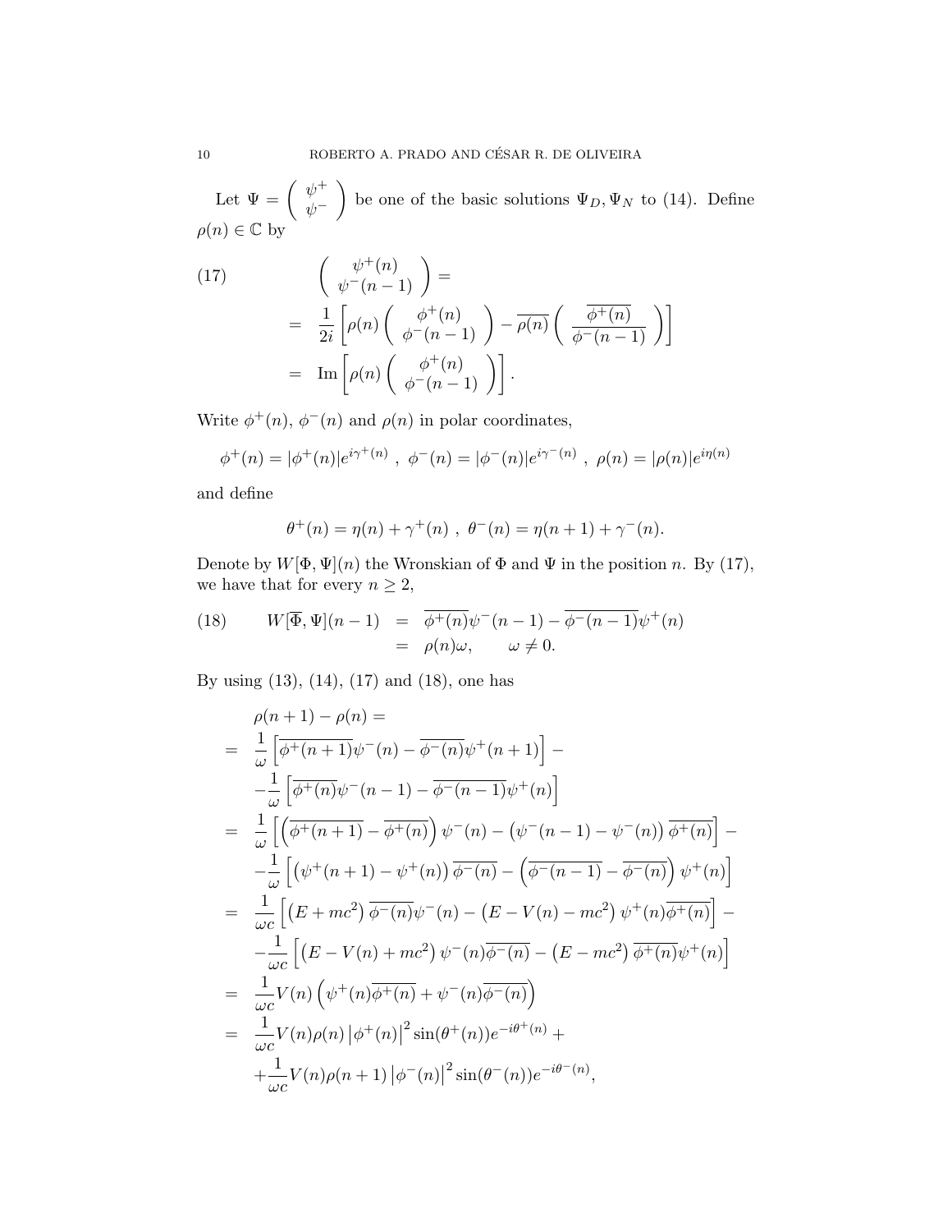Let $\Psi = \begin{pmatrix} \psi^+ \\ \psi^- \end{pmatrix}$ be one of the basic solutions $\Psi_D, \Psi_N$ to (14). Define $\rho(n) \in \mathbb{C}$ by

$$
\begin{aligned}
(17) \qquad & \begin{pmatrix} \psi^+(n) \\ \psi^-(n-1) \end{pmatrix} = \\
&= \frac{1}{2i}\left[\rho(n)\begin{pmatrix} \phi^+(n) \\ \phi^-(n-1) \end{pmatrix} - \overline{\rho(n)}\begin{pmatrix} \overline{\phi^+(n)} \\ \overline{\phi^-(n-1)} \end{pmatrix}\right] \\
&= \operatorname{Im}\left[\rho(n)\begin{pmatrix} \phi^+(n) \\ \phi^-(n-1) \end{pmatrix}\right].
\end{aligned}
$$

Write $\phi^+(n)$, $\phi^-(n)$ and $\rho(n)$ in polar coordinates,

$$
\phi^+(n) = |\phi^+(n)|e^{i\gamma^+(n)}\ ,\ \phi^-(n) = |\phi^-(n)|e^{i\gamma^-(n)}\ ,\ \rho(n) = |\rho(n)|e^{i\eta(n)}
$$

and define

$$
\theta^+(n) = \eta(n) + \gamma^+(n)\ ,\ \theta^-(n) = \eta(n+1) + \gamma^-(n).
$$

Denote by $W[\Phi, \Psi](n)$ the Wronskian of $\Phi$ and $\Psi$ in the position $n$. By (17), we have that for every $n \geq 2$,

$$
\begin{aligned}
(18) \qquad W[\overline{\Phi}, \Psi](n-1) &= \overline{\phi^+(n)}\psi^-(n-1) - \overline{\phi^-(n-1)}\psi^+(n) \\
&= \rho(n)\omega, \qquad \omega \neq 0.
\end{aligned}
$$

By using (13), (14), (17) and (18), one has

$$
\begin{aligned}
& \rho(n+1) - \rho(n) = \\
&= \frac{1}{\omega}\left[\overline{\phi^+(n+1)}\psi^-(n) - \overline{\phi^-(n)}\psi^+(n+1)\right] - \\
&\quad -\frac{1}{\omega}\left[\overline{\phi^+(n)}\psi^-(n-1) - \overline{\phi^-(n-1)}\psi^+(n)\right] \\
&= \frac{1}{\omega}\left[\left(\overline{\phi^+(n+1)} - \overline{\phi^+(n)}\right)\psi^-(n) - \left(\psi^-(n-1) - \psi^-(n)\right)\overline{\phi^+(n)}\right] - \\
&\quad -\frac{1}{\omega}\left[\left(\psi^+(n+1) - \psi^+(n)\right)\overline{\phi^-(n)} - \left(\overline{\phi^-(n-1)} - \overline{\phi^-(n)}\right)\psi^+(n)\right] \\
&= \frac{1}{\omega c}\left[\left(E + mc^2\right)\overline{\phi^-(n)}\psi^-(n) - \left(E - V(n) - mc^2\right)\psi^+(n)\overline{\phi^+(n)}\right] - \\
&\quad -\frac{1}{\omega c}\left[\left(E - V(n) + mc^2\right)\psi^-(n)\overline{\phi^-(n)} - \left(E - mc^2\right)\overline{\phi^+(n)}\psi^+(n)\right] \\
&= \frac{1}{\omega c}V(n)\left(\psi^+(n)\overline{\phi^+(n)} + \psi^-(n)\overline{\phi^-(n)}\right) \\
&= \frac{1}{\omega c}V(n)\rho(n)\left|\phi^+(n)\right|^2\sin(\theta^+(n))e^{-i\theta^+(n)} + \\
&\quad +\frac{1}{\omega c}V(n)\rho(n+1)\left|\phi^-(n)\right|^2\sin(\theta^-(n))e^{-i\theta^-(n)},
\end{aligned}
$$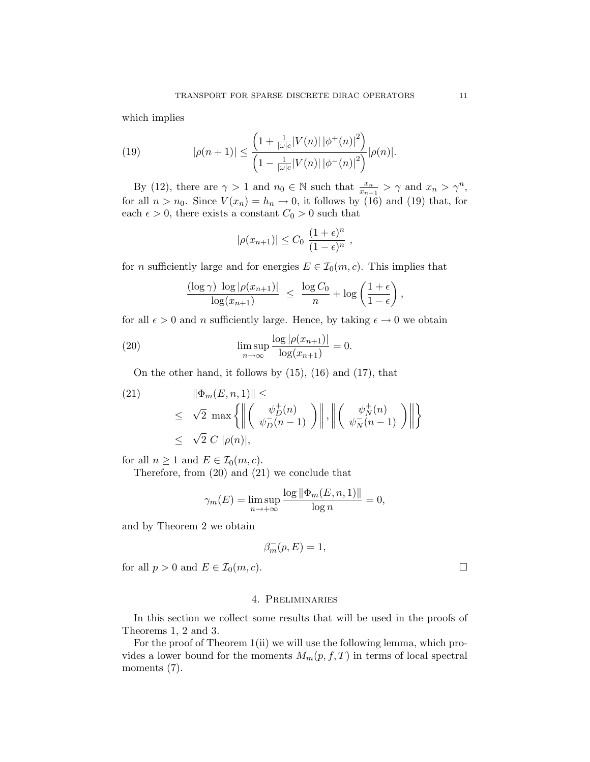which implies

$$
|\rho(n+1)| \leq \frac{\left(1 + \frac{1}{|\omega| c}|V(n)|\,|\phi^+(n)|^2\right)}{\left(1 - \frac{1}{|\omega| c}|V(n)|\,|\phi^-(n)|^2\right)}|\rho(n)|. \tag{19}
$$

By (12), there are $\gamma > 1$ and $n_0 \in \mathbb{N}$ such that $\frac{x_n}{x_{n-1}} > \gamma$ and $x_n > \gamma^n$, for all $n > n_0$. Since $V(x_n) = h_n \to 0$, it follows by (16) and (19) that, for each $\epsilon > 0$, there exists a constant $C_0 > 0$ such that

$$
|\rho(x_{n+1})| \leq C_0 \; \frac{(1+\epsilon)^n}{(1-\epsilon)^n} \; ,
$$

for $n$ sufficiently large and for energies $E \in \mathcal{I}_0(m,c)$. This implies that

$$
\frac{(\log \gamma) \; \log |\rho(x_{n+1})|}{\log(x_{n+1})} \;\; \leq \;\; \frac{\log C_0}{n} + \log\left(\frac{1+\epsilon}{1-\epsilon}\right),
$$

for all $\epsilon > 0$ and $n$ sufficiently large. Hence, by taking $\epsilon \to 0$ we obtain

$$
\limsup_{n\to\infty} \frac{\log |\rho(x_{n+1})|}{\log(x_{n+1})} = 0. \tag{20}
$$

On the other hand, it follows by (15), (16) and (17), that

$$
\begin{aligned}
&\|\Phi_m(E,n,1)\| \leq \\
&\leq \;\; \sqrt{2}\; \max\left\{ \left\| \begin{pmatrix} \psi_D^+(n) \\ \psi_D^-(n-1) \end{pmatrix} \right\|, \left\| \begin{pmatrix} \psi_N^+(n) \\ \psi_N^-(n-1) \end{pmatrix} \right\| \right\} \\
&\leq \;\; \sqrt{2}\; C\; |\rho(n)|,
\end{aligned} \tag{21}
$$

for all $n \geq 1$ and $E \in \mathcal{I}_0(m,c)$.

Therefore, from (20) and (21) we conclude that

$$
\gamma_m(E) = \limsup_{n\to+\infty} \frac{\log \|\Phi_m(E,n,1)\|}{\log n} = 0,
$$

and by Theorem 2 we obtain

$$
\beta_m^-(p,E) = 1,
$$

for all $p > 0$ and $E \in \mathcal{I}_0(m,c)$. □

## 4. Preliminaries

In this section we collect some results that will be used in the proofs of Theorems 1, 2 and 3.

For the proof of Theorem 1(ii) we will use the following lemma, which provides a lower bound for the moments $M_m(p,f,T)$ in terms of local spectral moments (7).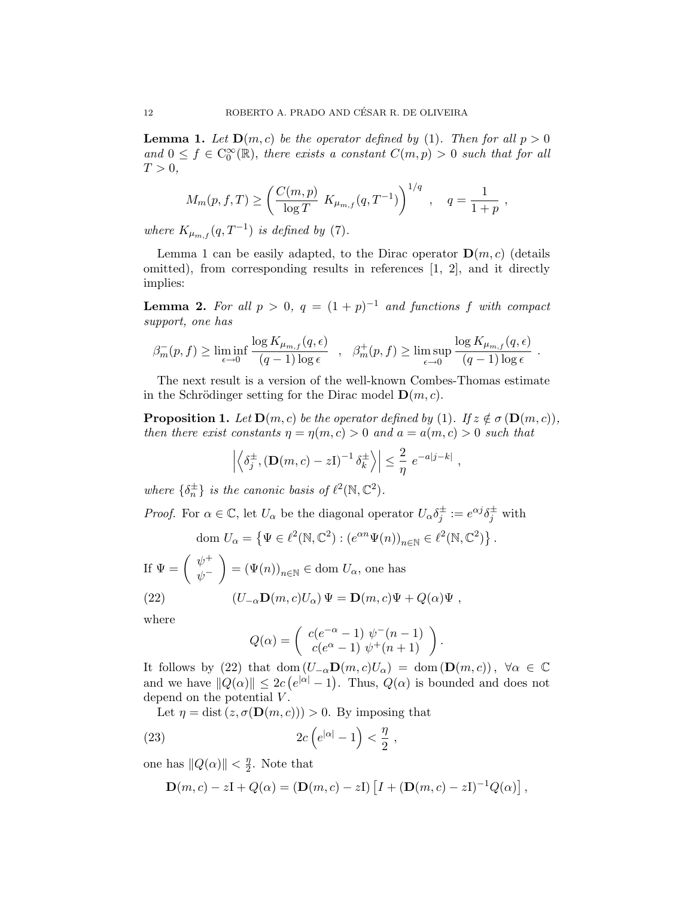**Lemma 1.** *Let $\mathbf{D}(m,c)$ be the operator defined by (1). Then for all $p > 0$ and $0 \le f \in \mathrm{C}_0^\infty(\mathbb{R})$, there exists a constant $C(m,p) > 0$ such that for all $T > 0$,*

$$M_m(p, f, T) \geq \left( \frac{C(m,p)}{\log T} \; K_{\mu_{m,f}}(q, T^{-1}) \right)^{1/q} \quad , \quad q = \frac{1}{1+p} \; ,$$

*where $K_{\mu_{m,f}}(q, T^{-1})$ is defined by (7).*

Lemma 1 can be easily adapted, to the Dirac operator $\mathbf{D}(m,c)$ (details omitted), from corresponding results in references [1, 2], and it directly implies:

**Lemma 2.** *For all $p > 0$, $q = (1+p)^{-1}$ and functions $f$ with compact support, one has*

$$\beta_m^-(p,f) \geq \liminf_{\epsilon \to 0} \frac{\log K_{\mu_{m,f}}(q, \epsilon)}{(q-1)\log \epsilon} \quad , \quad \beta_m^+(p,f) \geq \limsup_{\epsilon \to 0} \frac{\log K_{\mu_{m,f}}(q, \epsilon)}{(q-1)\log \epsilon} \; .$$

The next result is a version of the well-known Combes-Thomas estimate in the Schrödinger setting for the Dirac model $\mathbf{D}(m,c)$.

**Proposition 1.** *Let $\mathbf{D}(m,c)$ be the operator defined by (1). If $z \notin \sigma(\mathbf{D}(m,c))$, then there exist constants $\eta = \eta(m,c) > 0$ and $a = a(m,c) > 0$ such that*

$$\left| \left\langle \delta_j^\pm, (\mathbf{D}(m,c) - z\mathrm{I})^{-1} \delta_k^\pm \right\rangle \right| \leq \frac{2}{\eta} \; e^{-a|j-k|} \; ,$$

*where $\{\delta_n^\pm\}$ is the canonic basis of $\ell^2(\mathbb{N}, \mathbb{C}^2)$.*

*Proof.* For $\alpha \in \mathbb{C}$, let $U_\alpha$ be the diagonal operator $U_\alpha \delta_j^\pm := e^{\alpha j} \delta_j^\pm$ with

$$\mathrm{dom}\; U_\alpha = \left\{ \Psi \in \ell^2(\mathbb{N}, \mathbb{C}^2) : (e^{\alpha n} \Psi(n))_{n \in \mathbb{N}} \in \ell^2(\mathbb{N}, \mathbb{C}^2) \right\} .$$

If $\Psi = \begin{pmatrix} \psi^+ \\ \psi^- \end{pmatrix} = (\Psi(n))_{n \in \mathbb{N}} \in \mathrm{dom}\; U_\alpha$, one has

$$(U_{-\alpha} \mathbf{D}(m,c) U_\alpha)\, \Psi = \mathbf{D}(m,c)\Psi + Q(\alpha)\Psi \; , \tag{22}$$

where

$$Q(\alpha) = \begin{pmatrix} c(e^{-\alpha} - 1)\; \psi^-(n-1) \\ c(e^{\alpha} - 1)\; \psi^+(n+1) \end{pmatrix} .$$

It follows by (22) that $\mathrm{dom}\,(U_{-\alpha}\mathbf{D}(m,c)U_\alpha) = \mathrm{dom}\,(\mathbf{D}(m,c)),\; \forall \alpha \in \mathbb{C}$ and we have $\|Q(\alpha)\| \leq 2c\left(e^{|\alpha|} - 1\right)$. Thus, $Q(\alpha)$ is bounded and does not depend on the potential $V$.

Let $\eta = \mathrm{dist}\,(z, \sigma(\mathbf{D}(m,c))) > 0$. By imposing that

$$2c\left(e^{|\alpha|} - 1\right) < \frac{\eta}{2} \; , \tag{23}$$

one has $\|Q(\alpha)\| < \frac{\eta}{2}$. Note that

$$\mathbf{D}(m,c) - z\mathrm{I} + Q(\alpha) = (\mathbf{D}(m,c) - z\mathrm{I}) \left[ I + (\mathbf{D}(m,c) - z\mathrm{I})^{-1} Q(\alpha) \right] ,$$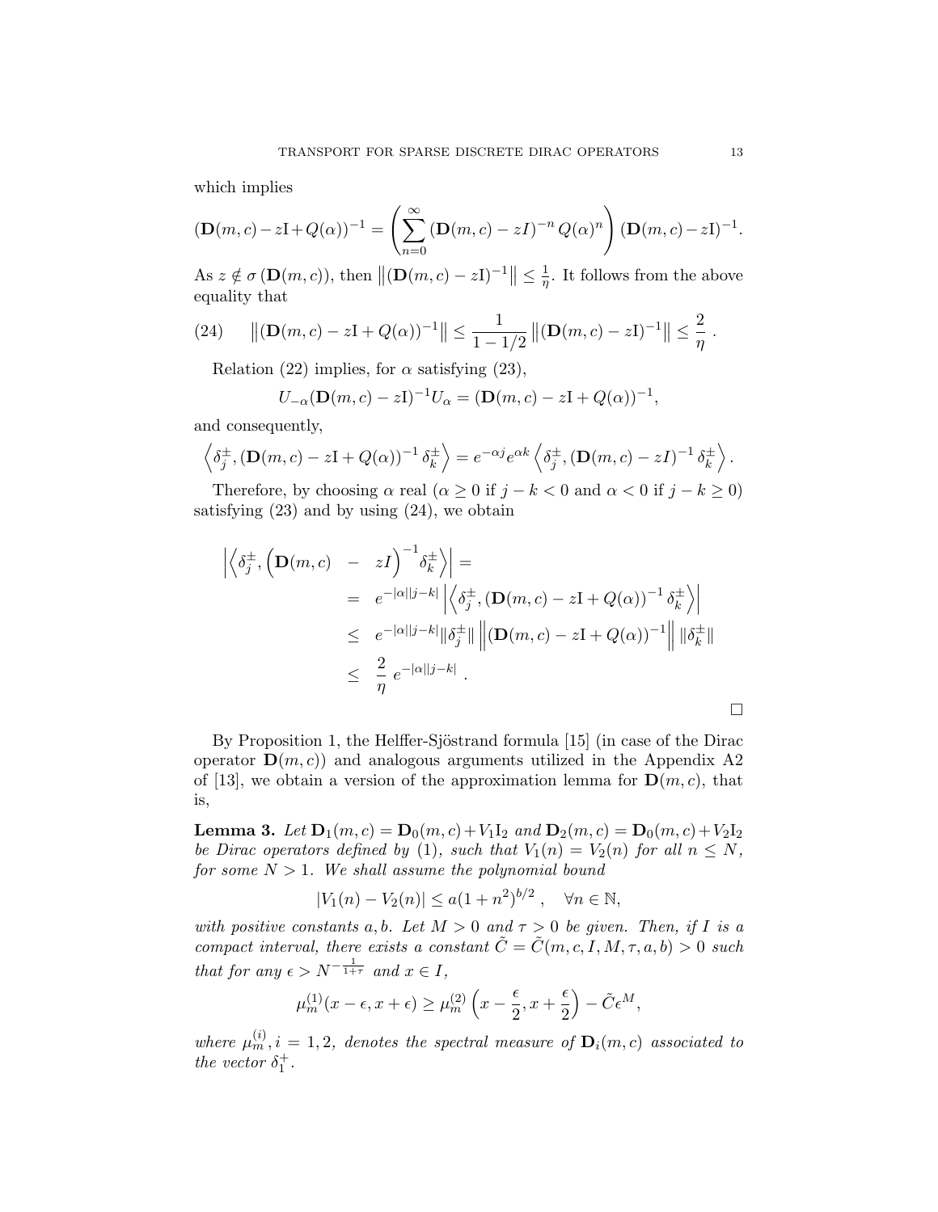which implies

$$(\mathbf{D}(m,c) - z\mathrm{I} + Q(\alpha))^{-1} = \left( \sum_{n=0}^{\infty} (\mathbf{D}(m,c) - zI)^{-n} \, Q(\alpha)^n \right) (\mathbf{D}(m,c) - z\mathrm{I})^{-1}.$$

As $z \notin \sigma(\mathbf{D}(m,c))$, then $\left\| (\mathbf{D}(m,c) - z\mathrm{I})^{-1} \right\| \leq \frac{1}{\eta}$. It follows from the above equality that

$$\left\| (\mathbf{D}(m,c) - z\mathrm{I} + Q(\alpha))^{-1} \right\| \leq \frac{1}{1 - 1/2} \left\| (\mathbf{D}(m,c) - z\mathrm{I})^{-1} \right\| \leq \frac{2}{\eta} \; . \tag{24}$$

Relation (22) implies, for $\alpha$ satisfying (23),

$$U_{-\alpha} (\mathbf{D}(m,c) - z\mathrm{I})^{-1} U_{\alpha} = (\mathbf{D}(m,c) - z\mathrm{I} + Q(\alpha))^{-1},$$

and consequently,

$$\left\langle \delta_j^{\pm}, (\mathbf{D}(m,c) - z\mathrm{I} + Q(\alpha))^{-1} \, \delta_k^{\pm} \right\rangle = e^{-\alpha j} e^{\alpha k} \left\langle \delta_j^{\pm}, (\mathbf{D}(m,c) - zI)^{-1} \, \delta_k^{\pm} \right\rangle.$$

Therefore, by choosing $\alpha$ real ($\alpha \geq 0$ if $j - k < 0$ and $\alpha < 0$ if $j - k \geq 0$) satisfying (23) and by using (24), we obtain

$$\begin{aligned}
\left| \left\langle \delta_j^{\pm}, \left( \mathbf{D}(m,c) - zI \right)^{-1} \delta_k^{\pm} \right\rangle \right| &= \\
&= e^{-|\alpha||j-k|} \left| \left\langle \delta_j^{\pm}, (\mathbf{D}(m,c) - z\mathrm{I} + Q(\alpha))^{-1} \, \delta_k^{\pm} \right\rangle \right| \\
&\leq e^{-|\alpha||j-k|} \| \delta_j^{\pm} \| \left\| (\mathbf{D}(m,c) - z\mathrm{I} + Q(\alpha))^{-1} \right\| \| \delta_k^{\pm} \| \\
&\leq \frac{2}{\eta} \, e^{-|\alpha||j-k|} \; .
\end{aligned}$$

□

By Proposition 1, the Helffer-Sjöstrand formula [15] (in case of the Dirac operator $\mathbf{D}(m,c)$) and analogous arguments utilized in the Appendix A2 of [13], we obtain a version of the approximation lemma for $\mathbf{D}(m,c)$, that is,

**Lemma 3.** *Let $\mathbf{D}_1(m,c) = \mathbf{D}_0(m,c) + V_1 \mathrm{I}_2$ and $\mathbf{D}_2(m,c) = \mathbf{D}_0(m,c) + V_2 \mathrm{I}_2$ be Dirac operators defined by (1), such that $V_1(n) = V_2(n)$ for all $n \leq N$, for some $N > 1$. We shall assume the polynomial bound*

$$|V_1(n) - V_2(n)| \leq a(1 + n^2)^{b/2} \; , \quad \forall n \in \mathbb{N},$$

*with positive constants $a, b$. Let $M > 0$ and $\tau > 0$ be given. Then, if $I$ is a compact interval, there exists a constant $\tilde{C} = \tilde{C}(m, c, I, M, \tau, a, b) > 0$ such that for any $\epsilon > N^{-\frac{1}{1+\tau}}$ and $x \in I$,*

$$\mu_m^{(1)}(x - \epsilon, x + \epsilon) \geq \mu_m^{(2)} \left( x - \frac{\epsilon}{2}, x + \frac{\epsilon}{2} \right) - \tilde{C} \epsilon^M,$$

*where $\mu_m^{(i)}, i = 1, 2$, denotes the spectral measure of $\mathbf{D}_i(m,c)$ associated to the vector $\delta_1^+$.*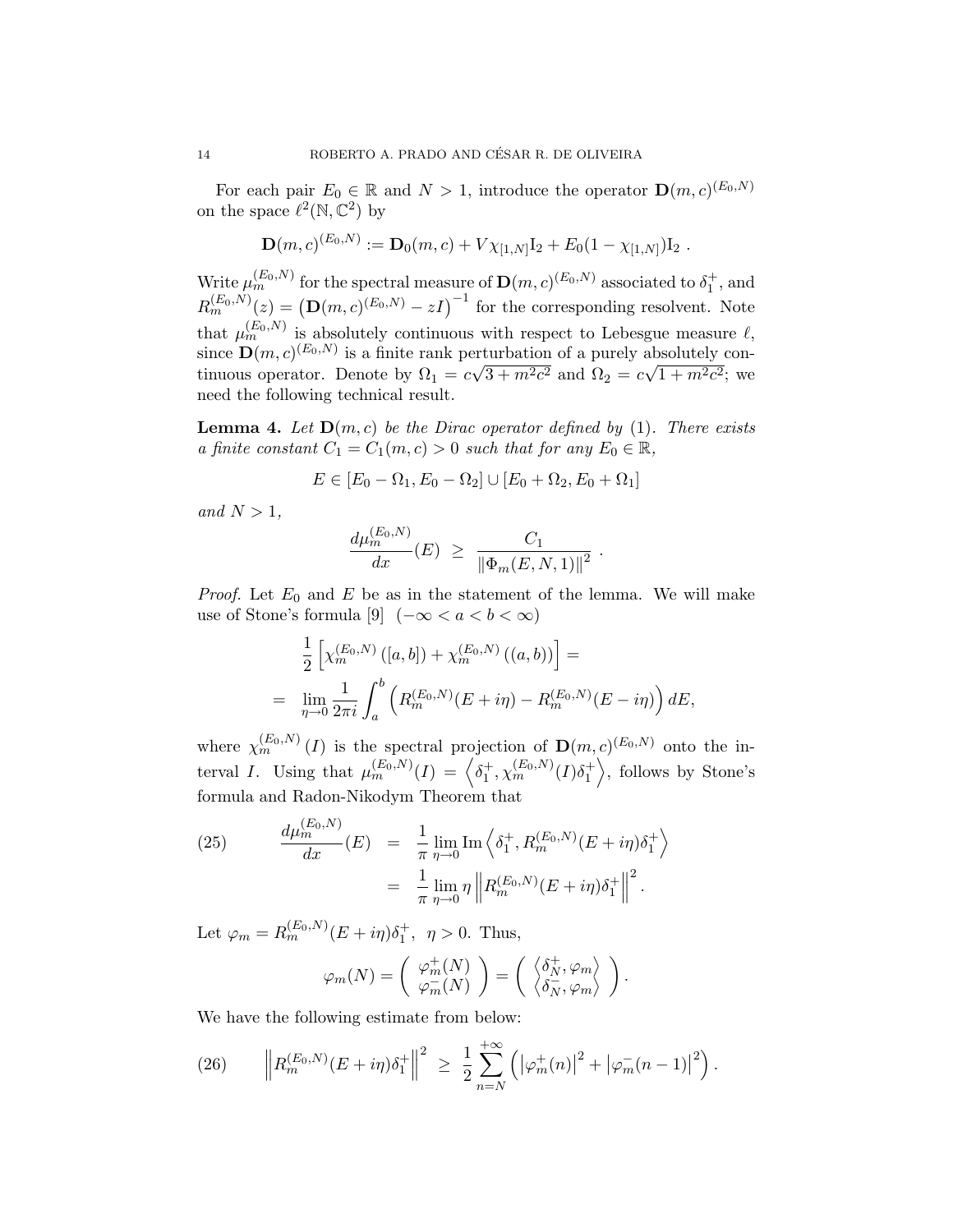For each pair $E_0 \in \mathbb{R}$ and $N > 1$, introduce the operator $\mathbf{D}(m,c)^{(E_0,N)}$ on the space $\ell^2(\mathbb{N}, \mathbb{C}^2)$ by

$$\mathbf{D}(m,c)^{(E_0,N)} := \mathbf{D}_0(m,c) + V\chi_{[1,N]}\mathrm{I}_2 + E_0(1-\chi_{[1,N]})\mathrm{I}_2 \ .$$

Write $\mu_m^{(E_0,N)}$ for the spectral measure of $\mathbf{D}(m,c)^{(E_0,N)}$ associated to $\delta_1^+$, and $R_m^{(E_0,N)}(z) = \left(\mathbf{D}(m,c)^{(E_0,N)} - zI\right)^{-1}$ for the corresponding resolvent. Note that $\mu_m^{(E_0,N)}$ is absolutely continuous with respect to Lebesgue measure $\ell$, since $\mathbf{D}(m,c)^{(E_0,N)}$ is a finite rank perturbation of a purely absolutely continuous operator. Denote by $\Omega_1 = c\sqrt{3+m^2c^2}$ and $\Omega_2 = c\sqrt{1+m^2c^2}$; we need the following technical result.

**Lemma 4.** *Let $\mathbf{D}(m,c)$ be the Dirac operator defined by* (1)*. There exists a finite constant $C_1 = C_1(m,c) > 0$ such that for any $E_0 \in \mathbb{R}$,*

$$E \in [E_0 - \Omega_1, E_0 - \Omega_2] \cup [E_0 + \Omega_2, E_0 + \Omega_1]$$

*and $N > 1$,*

$$\frac{d\mu_m^{(E_0,N)}}{dx}(E) \ \geq \ \frac{C_1}{\|\Phi_m(E,N,1)\|^2} \ .$$

*Proof.* Let $E_0$ and $E$ be as in the statement of the lemma. We will make use of Stone's formula [9] $(-\infty < a < b < \infty)$

$$\begin{aligned} &\frac{1}{2}\left[\chi_m^{(E_0,N)}([a,b]) + \chi_m^{(E_0,N)}((a,b))\right] = \\ &= \lim_{\eta \to 0} \frac{1}{2\pi i}\int_a^b \left(R_m^{(E_0,N)}(E+i\eta) - R_m^{(E_0,N)}(E-i\eta)\right)dE, \end{aligned}$$

where $\chi_m^{(E_0,N)}(I)$ is the spectral projection of $\mathbf{D}(m,c)^{(E_0,N)}$ onto the interval $I$. Using that $\mu_m^{(E_0,N)}(I) = \left\langle \delta_1^+, \chi_m^{(E_0,N)}(I)\delta_1^+\right\rangle$, follows by Stone's formula and Radon-Nikodym Theorem that

$$\begin{aligned} \frac{d\mu_m^{(E_0,N)}}{dx}(E) &= \frac{1}{\pi}\lim_{\eta\to 0} \mathrm{Im}\left\langle \delta_1^+, R_m^{(E_0,N)}(E+i\eta)\delta_1^+\right\rangle \\ &= \frac{1}{\pi}\lim_{\eta \to 0} \eta \left\| R_m^{(E_0,N)}(E+i\eta)\delta_1^+\right\|^2. \end{aligned} \tag{25}$$

Let $\varphi_m = R_m^{(E_0,N)}(E+i\eta)\delta_1^+, \ \eta > 0$. Thus,

$$\varphi_m(N) = \begin{pmatrix} \varphi_m^+(N) \\ \varphi_m^-(N) \end{pmatrix} = \begin{pmatrix} \left\langle \delta_N^+, \varphi_m \right\rangle \\ \left\langle \delta_N^-, \varphi_m \right\rangle \end{pmatrix}.$$

We have the following estimate from below:

$$\left\| R_m^{(E_0,N)}(E+i\eta)\delta_1^+\right\|^2 \ \geq \ \frac{1}{2}\sum_{n=N}^{+\infty}\left(\left|\varphi_m^+(n)\right|^2 + \left|\varphi_m^-(n-1)\right|^2\right). \tag{26}$$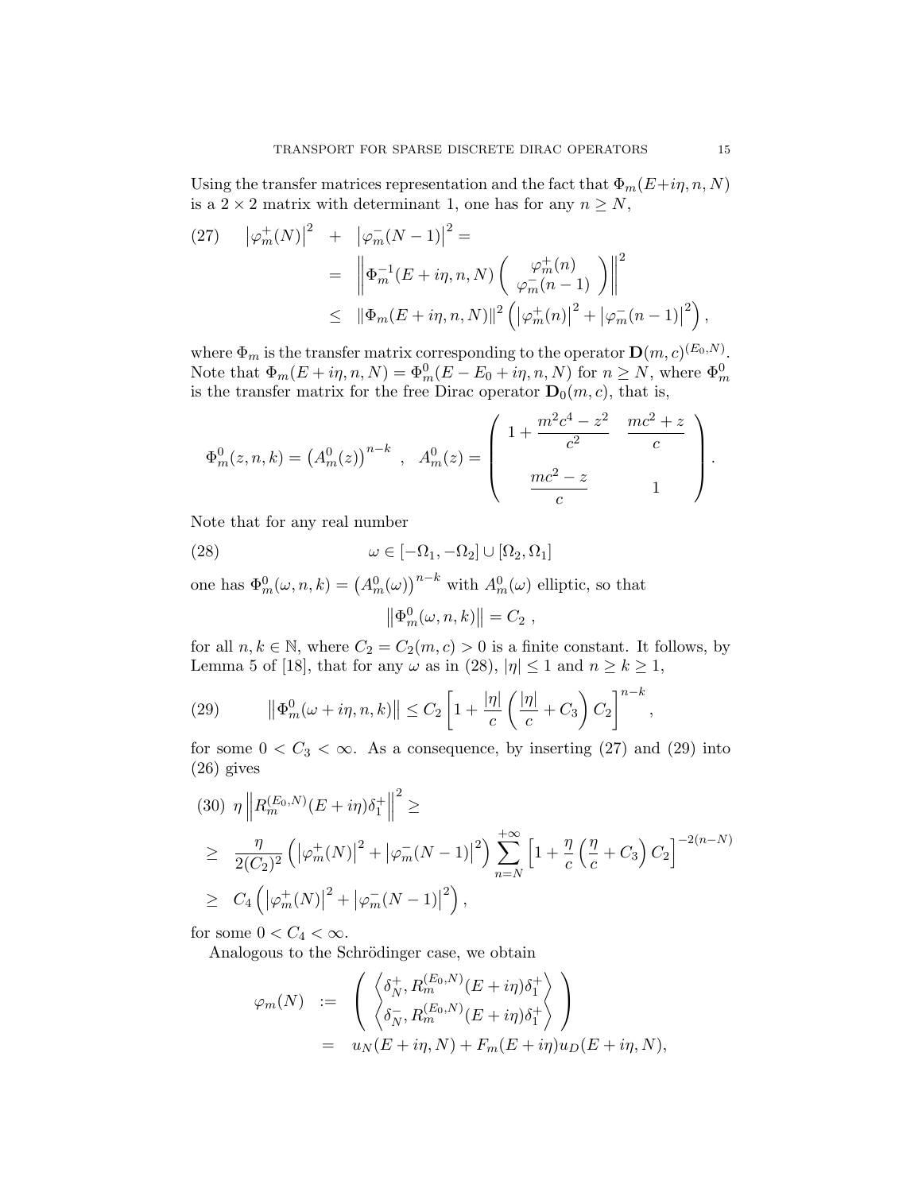Using the transfer matrices representation and the fact that $\Phi_m(E+i\eta, n, N)$ is a $2 \times 2$ matrix with determinant 1, one has for any $n \geq N$,

$$
\begin{aligned}
(27) \qquad \left|\varphi_m^+(N)\right|^2 \;&+\; \left|\varphi_m^-(N-1)\right|^2 = \\
&= \left\| \Phi_m^{-1}(E+i\eta, n, N) \begin{pmatrix} \varphi_m^+(n) \\ \varphi_m^-(n-1) \end{pmatrix} \right\|^2 \\
&\leq \left\|\Phi_m(E+i\eta, n, N)\right\|^2 \left( \left|\varphi_m^+(n)\right|^2 + \left|\varphi_m^-(n-1)\right|^2 \right),
\end{aligned}
$$

where $\Phi_m$ is the transfer matrix corresponding to the operator $\mathbf{D}(m,c)^{(E_0,N)}$. Note that $\Phi_m(E+i\eta, n, N) = \Phi_m^0(E-E_0+i\eta, n, N)$ for $n \geq N$, where $\Phi_m^0$ is the transfer matrix for the free Dirac operator $\mathbf{D}_0(m,c)$, that is,

$$
\Phi_m^0(z,n,k) = \left(A_m^0(z)\right)^{n-k} \;\; , \;\; A_m^0(z) = \begin{pmatrix} 1 + \dfrac{m^2c^4 - z^2}{c^2} & \dfrac{mc^2 + z}{c} \\[2ex] \dfrac{mc^2 - z}{c} & 1 \end{pmatrix}.
$$

Note that for any real number

$$
(28) \qquad \omega \in [-\Omega_1, -\Omega_2] \cup [\Omega_2, \Omega_1]
$$

one has $\Phi_m^0(\omega, n, k) = \left(A_m^0(\omega)\right)^{n-k}$ with $A_m^0(\omega)$ elliptic, so that

$$
\left\|\Phi_m^0(\omega, n, k)\right\| = C_2 \;,
$$

for all $n, k \in \mathbb{N}$, where $C_2 = C_2(m,c) > 0$ is a finite constant. It follows, by Lemma 5 of [18], that for any $\omega$ as in (28), $|\eta| \leq 1$ and $n \geq k \geq 1$,

$$
(29) \qquad \left\|\Phi_m^0(\omega + i\eta, n, k)\right\| \leq C_2 \left[ 1 + \frac{|\eta|}{c} \left( \frac{|\eta|}{c} + C_3 \right) C_2 \right]^{n-k},
$$

for some $0 < C_3 < \infty$. As a consequence, by inserting (27) and (29) into (26) gives

$$
\begin{aligned}
(30) \;\; & \eta \left\| R_m^{(E_0,N)}(E+i\eta)\delta_1^+ \right\|^2 \geq \\
\geq \;\; & \frac{\eta}{2(C_2)^2} \left( \left|\varphi_m^+(N)\right|^2 + \left|\varphi_m^-(N-1)\right|^2 \right) \sum_{n=N}^{+\infty} \left[ 1 + \frac{\eta}{c}\left( \frac{\eta}{c} + C_3 \right) C_2 \right]^{-2(n-N)} \\
\geq \;\; & C_4 \left( \left|\varphi_m^+(N)\right|^2 + \left|\varphi_m^-(N-1)\right|^2 \right),
\end{aligned}
$$

for some $0 < C_4 < \infty$.

Analogous to the Schrödinger case, we obtain

$$
\begin{aligned}
\varphi_m(N) \;&:=\; \begin{pmatrix} \left\langle \delta_N^+, R_m^{(E_0,N)}(E+i\eta)\delta_1^+ \right\rangle \\ \left\langle \delta_N^-, R_m^{(E_0,N)}(E+i\eta)\delta_1^+ \right\rangle \end{pmatrix} \\
&=\; u_N(E+i\eta, N) + F_m(E+i\eta) u_D(E+i\eta, N),
\end{aligned}
$$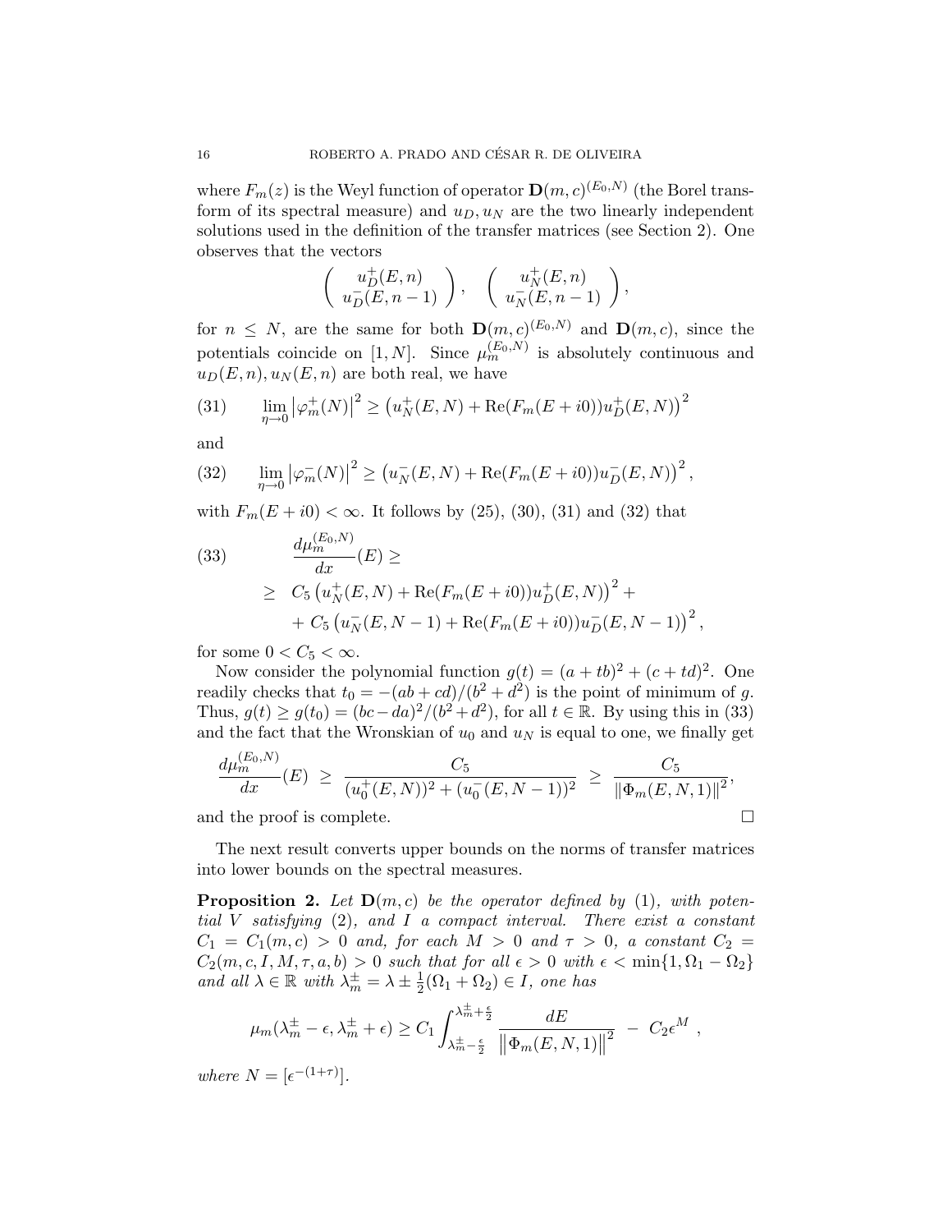where $F_m(z)$ is the Weyl function of operator $\mathbf{D}(m,c)^{(E_0,N)}$ (the Borel transform of its spectral measure) and $u_D, u_N$ are the two linearly independent solutions used in the definition of the transfer matrices (see Section 2). One observes that the vectors

$$\begin{pmatrix} u_D^+(E,n) \\ u_D^-(E,n-1) \end{pmatrix}, \quad \begin{pmatrix} u_N^+(E,n) \\ u_N^-(E,n-1) \end{pmatrix},$$

for $n \le N$, are the same for both $\mathbf{D}(m,c)^{(E_0,N)}$ and $\mathbf{D}(m,c)$, since the potentials coincide on $[1,N]$. Since $\mu_m^{(E_0,N)}$ is absolutely continuous and $u_D(E,n), u_N(E,n)$ are both real, we have

$$\lim_{\eta\to 0} \left|\varphi_m^+(N)\right|^2 \ge \left(u_N^+(E,N) + \mathrm{Re}(F_m(E+i0))u_D^+(E,N)\right)^2 \tag{31}$$

and

$$\lim_{\eta\to 0} \left|\varphi_m^-(N)\right|^2 \ge \left(u_N^-(E,N) + \mathrm{Re}(F_m(E+i0))u_D^-(E,N)\right)^2, \tag{32}$$

with $F_m(E+i0) < \infty$. It follows by (25), (30), (31) and (32) that

$$\begin{aligned} \frac{d\mu_m^{(E_0,N)}}{dx}(E) \ge& \\ \ge\ & C_5 \left(u_N^+(E,N) + \mathrm{Re}(F_m(E+i0))u_D^+(E,N)\right)^2 + \\ &+ C_5 \left(u_N^-(E,N-1) + \mathrm{Re}(F_m(E+i0))u_D^-(E,N-1)\right)^2, \end{aligned} \tag{33}$$

for some $0 < C_5 < \infty$.

Now consider the polynomial function $g(t) = (a+tb)^2 + (c+td)^2$. One readily checks that $t_0 = -(ab+cd)/(b^2+d^2)$ is the point of minimum of $g$. Thus, $g(t) \ge g(t_0) = (bc-da)^2/(b^2+d^2)$, for all $t \in \mathbb{R}$. By using this in (33) and the fact that the Wronskian of $u_0$ and $u_N$ is equal to one, we finally get

$$\frac{d\mu_m^{(E_0,N)}}{dx}(E) \ \ge\ \frac{C_5}{(u_0^+(E,N))^2 + (u_0^-(E,N-1))^2} \ \ge\ \frac{C_5}{\|\Phi_m(E,N,1)\|^2},$$

and the proof is complete. ∎

The next result converts upper bounds on the norms of transfer matrices into lower bounds on the spectral measures.

**Proposition 2.** *Let $\mathbf{D}(m,c)$ be the operator defined by (1), with potential $V$ satisfying (2), and $I$ a compact interval. There exist a constant $C_1 = C_1(m,c) > 0$ and, for each $M > 0$ and $\tau > 0$, a constant $C_2 = C_2(m,c,I,M,\tau,a,b) > 0$ such that for all $\epsilon > 0$ with $\epsilon < \min\{1, \Omega_1 - \Omega_2\}$ and all $\lambda \in \mathbb{R}$ with $\lambda_m^\pm = \lambda \pm \frac{1}{2}(\Omega_1 + \Omega_2) \in I$, one has*

$$\mu_m(\lambda_m^\pm - \epsilon, \lambda_m^\pm + \epsilon) \ge C_1 \int_{\lambda_m^\pm - \frac{\epsilon}{2}}^{\lambda_m^\pm + \frac{\epsilon}{2}} \frac{dE}{\left\|\Phi_m(E,N,1)\right\|^2} \ - \ C_2 \epsilon^M ,$$

*where $N = [\epsilon^{-(1+\tau)}]$.*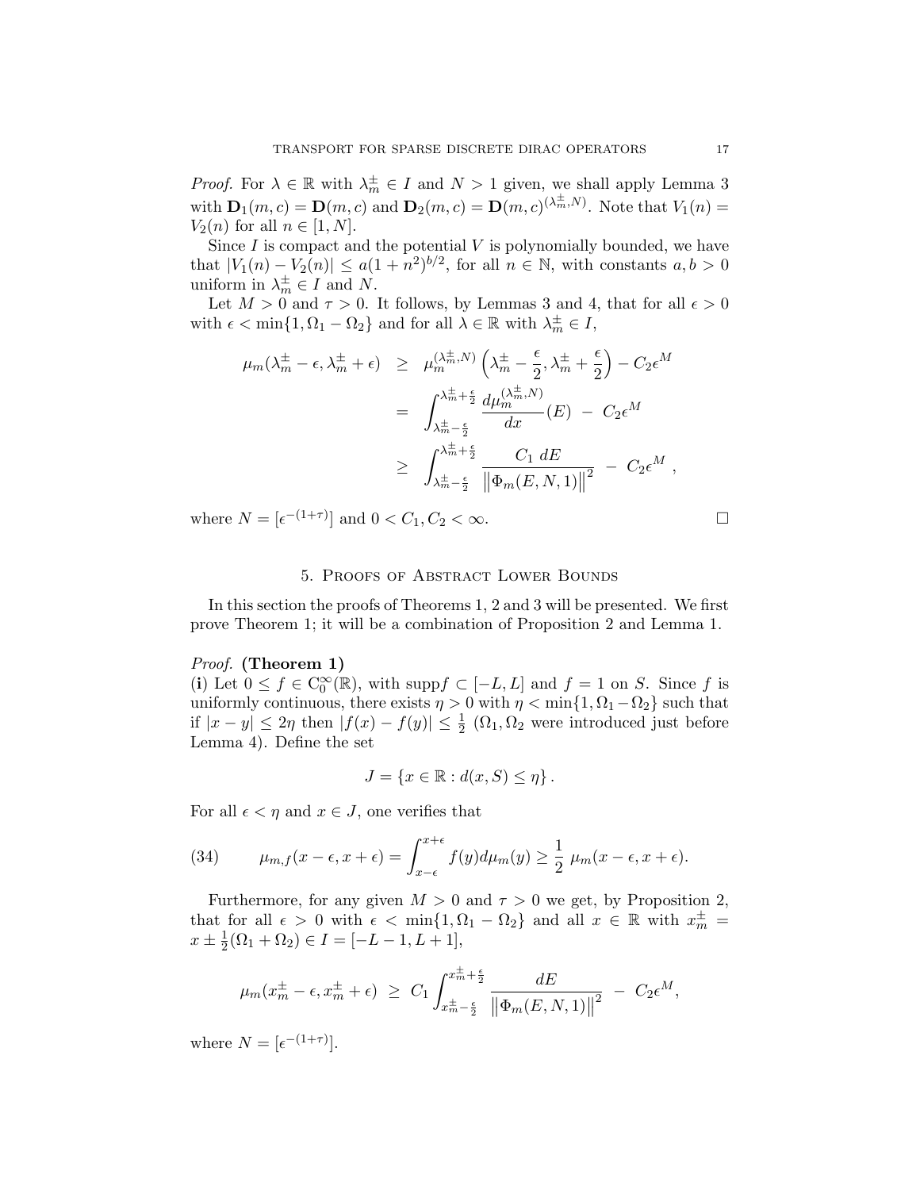*Proof.* For $\lambda \in \mathbb{R}$ with $\lambda_m^{\pm} \in I$ and $N > 1$ given, we shall apply Lemma 3 with $\mathbf{D}_1(m,c) = \mathbf{D}(m,c)$ and $\mathbf{D}_2(m,c) = \mathbf{D}(m,c)^{(\lambda_m^{\pm},N)}$. Note that $V_1(n) = V_2(n)$ for all $n \in [1,N]$.

Since $I$ is compact and the potential $V$ is polynomially bounded, we have that $|V_1(n) - V_2(n)| \leq a(1+n^2)^{b/2}$, for all $n \in \mathbb{N}$, with constants $a, b > 0$ uniform in $\lambda_m^{\pm} \in I$ and $N$.

Let $M > 0$ and $\tau > 0$. It follows, by Lemmas 3 and 4, that for all $\epsilon > 0$ with $\epsilon < \min\{1, \Omega_1 - \Omega_2\}$ and for all $\lambda \in \mathbb{R}$ with $\lambda_m^{\pm} \in I$,

$$
\begin{aligned}
\mu_m(\lambda_m^{\pm} - \epsilon, \lambda_m^{\pm} + \epsilon) &\geq \mu_m^{(\lambda_m^{\pm},N)}\left(\lambda_m^{\pm} - \frac{\epsilon}{2}, \lambda_m^{\pm} + \frac{\epsilon}{2}\right) - C_2\epsilon^M \\
&= \int_{\lambda_m^{\pm} - \frac{\epsilon}{2}}^{\lambda_m^{\pm} + \frac{\epsilon}{2}} \frac{d\mu_m^{(\lambda_m^{\pm},N)}}{dx}(E) \; - \; C_2\epsilon^M \\
&\geq \int_{\lambda_m^{\pm} - \frac{\epsilon}{2}}^{\lambda_m^{\pm} + \frac{\epsilon}{2}} \frac{C_1 \; dE}{\left\|\Phi_m(E,N,1)\right\|^2} \; - \; C_2\epsilon^M \; ,
\end{aligned}
$$

where $N = [\epsilon^{-(1+\tau)}]$ and $0 < C_1, C_2 < \infty$. $\square$

## 5. Proofs of Abstract Lower Bounds

In this section the proofs of Theorems 1, 2 and 3 will be presented. We first prove Theorem 1; it will be a combination of Proposition 2 and Lemma 1.

*Proof.* **(Theorem 1)**
(**i**) Let $0 \leq f \in \mathrm{C}_0^{\infty}(\mathbb{R})$, with $\mathrm{supp} f \subset [-L, L]$ and $f = 1$ on $S$. Since $f$ is uniformly continuous, there exists $\eta > 0$ with $\eta < \min\{1, \Omega_1 - \Omega_2\}$ such that if $|x - y| \leq 2\eta$ then $|f(x) - f(y)| \leq \frac{1}{2}$ ($\Omega_1, \Omega_2$ were introduced just before Lemma 4). Define the set

$$
J = \{x \in \mathbb{R} : d(x, S) \leq \eta\}.
$$

For all $\epsilon < \eta$ and $x \in J$, one verifies that

$$
\mu_{m,f}(x - \epsilon, x + \epsilon) = \int_{x-\epsilon}^{x+\epsilon} f(y) d\mu_m(y) \geq \frac{1}{2} \; \mu_m(x - \epsilon, x + \epsilon). \tag{34}
$$

Furthermore, for any given $M > 0$ and $\tau > 0$ we get, by Proposition 2, that for all $\epsilon > 0$ with $\epsilon < \min\{1, \Omega_1 - \Omega_2\}$ and all $x \in \mathbb{R}$ with $x_m^{\pm} = x \pm \frac{1}{2}(\Omega_1 + \Omega_2) \in I = [-L-1, L+1]$,

$$
\mu_m(x_m^{\pm} - \epsilon, x_m^{\pm} + \epsilon) \; \geq \; C_1 \int_{x_m^{\pm} - \frac{\epsilon}{2}}^{x_m^{\pm} + \frac{\epsilon}{2}} \frac{dE}{\left\|\Phi_m(E,N,1)\right\|^2} \; - \; C_2\epsilon^M,
$$

where $N = [\epsilon^{-(1+\tau)}]$.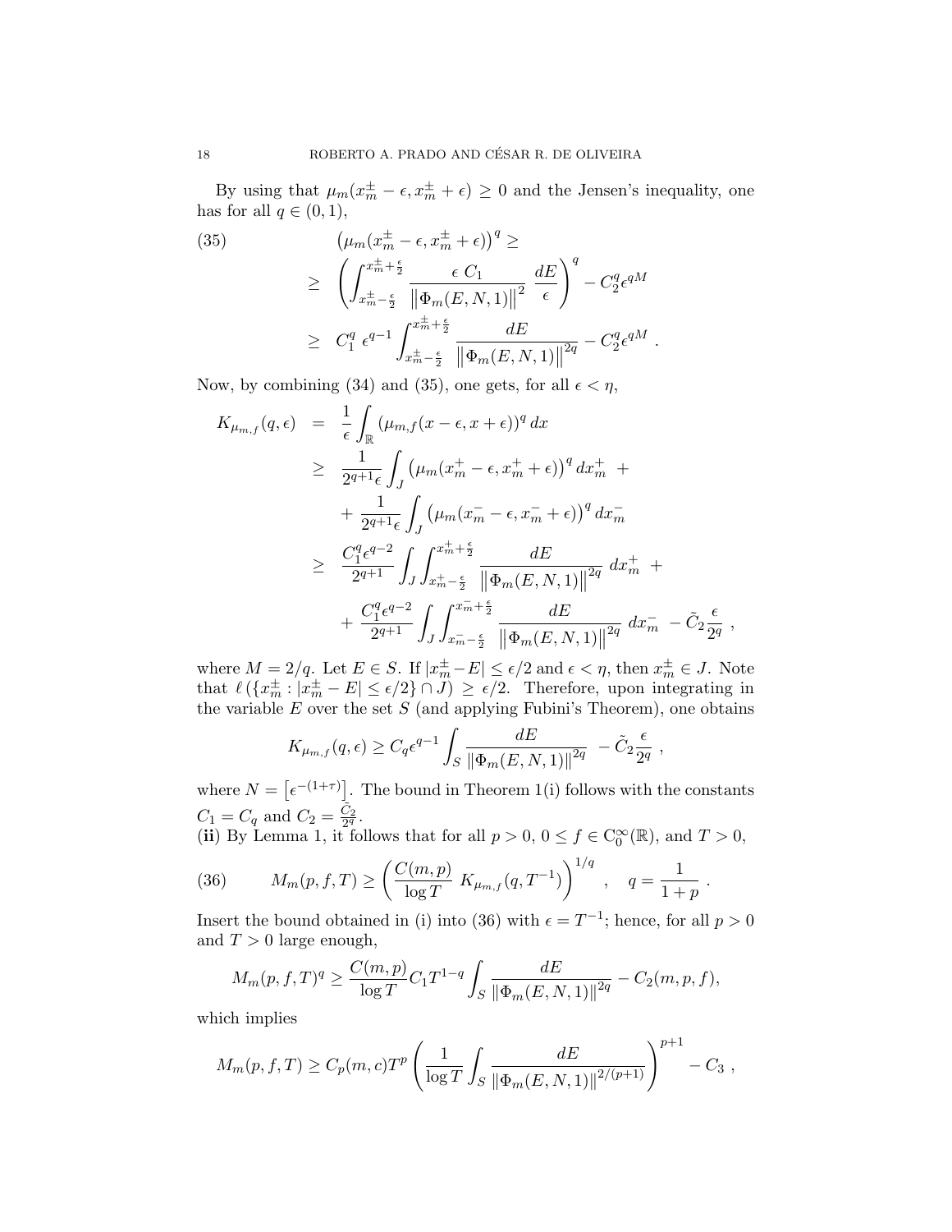By using that $\mu_m(x_m^\pm - \epsilon, x_m^\pm + \epsilon) \geq 0$ and the Jensen's inequality, one has for all $q \in (0,1)$,

$$
\begin{aligned}
(35) \qquad & \left(\mu_m(x_m^\pm - \epsilon, x_m^\pm + \epsilon)\right)^q \geq \\
\geq \; & \left( \int_{x_m^\pm - \frac{\epsilon}{2}}^{x_m^\pm + \frac{\epsilon}{2}} \frac{\epsilon \; C_1}{\left\|\Phi_m(E,N,1)\right\|^2} \; \frac{dE}{\epsilon} \right)^q - C_2^q \epsilon^{qM} \\
\geq \; & C_1^q \; \epsilon^{q-1} \int_{x_m^\pm - \frac{\epsilon}{2}}^{x_m^\pm + \frac{\epsilon}{2}} \frac{dE}{\left\|\Phi_m(E,N,1)\right\|^{2q}} - C_2^q \epsilon^{qM} \; .
\end{aligned}
$$

Now, by combining (34) and (35), one gets, for all $\epsilon < \eta$,

$$
\begin{aligned}
K_{\mu_{m,f}}(q,\epsilon) \;&=\; \frac{1}{\epsilon} \int_{\mathbb{R}} \left(\mu_{m,f}(x-\epsilon, x+\epsilon)\right)^q dx \\
&\geq\; \frac{1}{2^{q+1}\epsilon} \int_J \left(\mu_m(x_m^+ - \epsilon, x_m^+ + \epsilon)\right)^q dx_m^+ \; + \\
&\quad +\; \frac{1}{2^{q+1}\epsilon} \int_J \left(\mu_m(x_m^- - \epsilon, x_m^- + \epsilon)\right)^q dx_m^- \\
&\geq\; \frac{C_1^q \epsilon^{q-2}}{2^{q+1}} \int_J \int_{x_m^+ - \frac{\epsilon}{2}}^{x_m^+ + \frac{\epsilon}{2}} \frac{dE}{\left\|\Phi_m(E,N,1)\right\|^{2q}} \; dx_m^+ \; + \\
&\quad +\; \frac{C_1^q \epsilon^{q-2}}{2^{q+1}} \int_J \int_{x_m^- - \frac{\epsilon}{2}}^{x_m^- + \frac{\epsilon}{2}} \frac{dE}{\left\|\Phi_m(E,N,1)\right\|^{2q}} \; dx_m^- \; - \tilde{C}_2 \frac{\epsilon}{2^q} \; ,
\end{aligned}
$$

where $M = 2/q$. Let $E \in S$. If $|x_m^\pm - E| \leq \epsilon/2$ and $\epsilon < \eta$, then $x_m^\pm \in J$. Note that $\ell\left(\{x_m^\pm : |x_m^\pm - E| \leq \epsilon/2\} \cap J\right) \geq \epsilon/2$. Therefore, upon integrating in the variable $E$ over the set $S$ (and applying Fubini's Theorem), one obtains

$$
K_{\mu_{m,f}}(q,\epsilon) \geq C_q \epsilon^{q-1} \int_S \frac{dE}{\left\|\Phi_m(E,N,1)\right\|^{2q}} \; - \tilde{C}_2 \frac{\epsilon}{2^q} \; ,
$$

where $N = \left[\epsilon^{-(1+\tau)}\right]$. The bound in Theorem 1(i) follows with the constants $C_1 = C_q$ and $C_2 = \frac{\tilde{C}_2}{2^q}$.

**(ii)** By Lemma 1, it follows that for all $p > 0$, $0 \leq f \in \mathrm{C}_0^\infty(\mathbb{R})$, and $T > 0$,

$$
(36) \qquad M_m(p,f,T) \geq \left( \frac{C(m,p)}{\log T} \; K_{\mu_{m,f}}(q, T^{-1}) \right)^{1/q} \quad , \quad q = \frac{1}{1+p} \; .
$$

Insert the bound obtained in (i) into (36) with $\epsilon = T^{-1}$; hence, for all $p > 0$ and $T > 0$ large enough,

$$
M_m(p,f,T)^q \geq \frac{C(m,p)}{\log T} C_1 T^{1-q} \int_S \frac{dE}{\left\|\Phi_m(E,N,1)\right\|^{2q}} - C_2(m,p,f),
$$

which implies

$$
M_m(p,f,T) \geq C_p(m,c) T^p \left( \frac{1}{\log T} \int_S \frac{dE}{\left\|\Phi_m(E,N,1)\right\|^{2/(p+1)}} \right)^{p+1} - C_3 \; ,
$$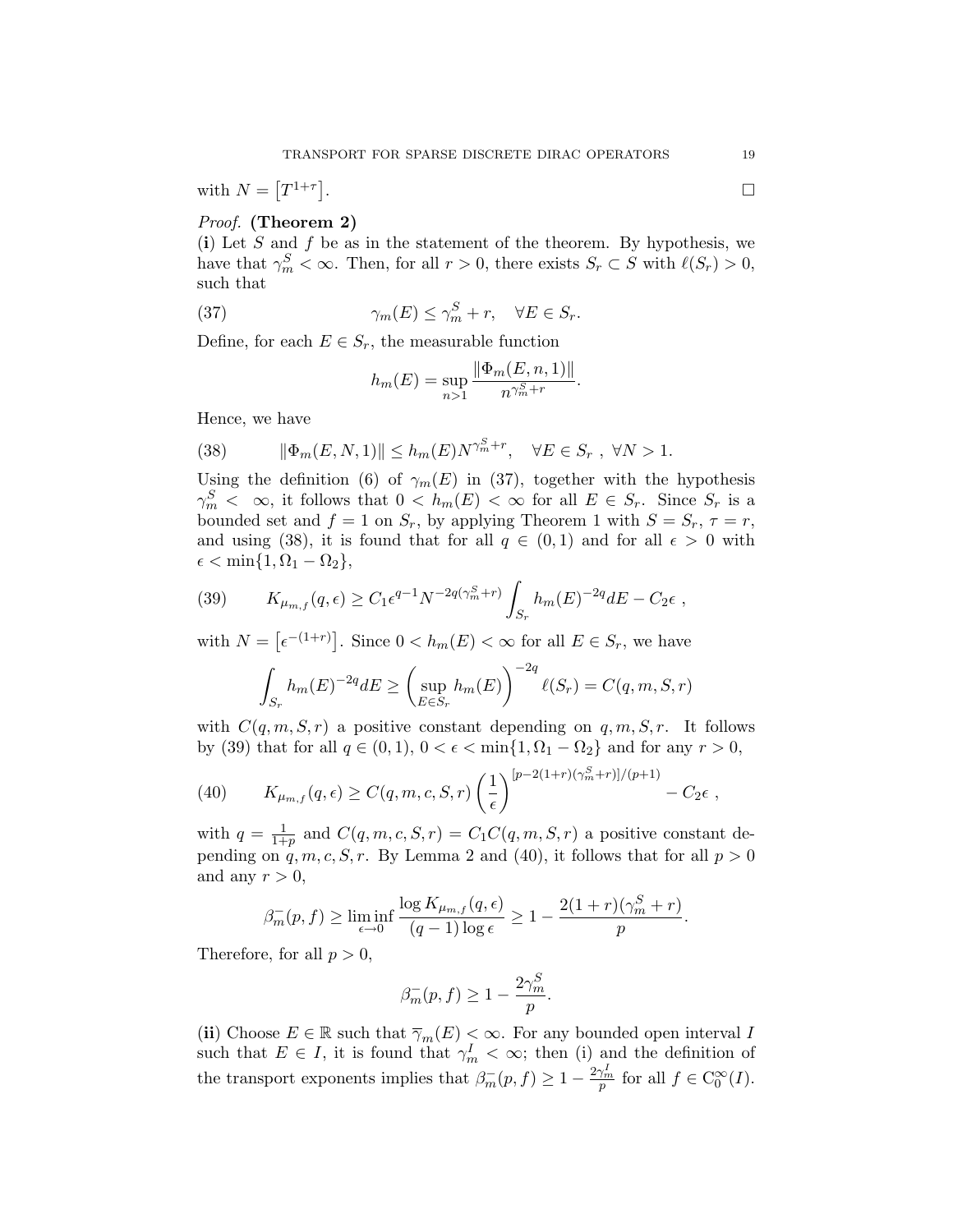with $N = \left[T^{1+\tau}\right]$. $\square$

*Proof.* **(Theorem 2)**

**(i)** Let $S$ and $f$ be as in the statement of the theorem. By hypothesis, we have that $\gamma_m^S < \infty$. Then, for all $r > 0$, there exists $S_r \subset S$ with $\ell(S_r) > 0$, such that

$$\gamma_m(E) \leq \gamma_m^S + r, \quad \forall E \in S_r. \tag{37}$$

Define, for each $E \in S_r$, the measurable function

$$h_m(E) = \sup_{n>1} \frac{\|\Phi_m(E, n, 1)\|}{n^{\gamma_m^S + r}}.$$

Hence, we have

$$\|\Phi_m(E, N, 1)\| \leq h_m(E) N^{\gamma_m^S + r}, \quad \forall E \in S_r \ , \ \forall N > 1. \tag{38}$$

Using the definition (6) of $\gamma_m(E)$ in (37), together with the hypothesis $\gamma_m^S < \infty$, it follows that $0 < h_m(E) < \infty$ for all $E \in S_r$. Since $S_r$ is a bounded set and $f = 1$ on $S_r$, by applying Theorem 1 with $S = S_r$, $\tau = r$, and using (38), it is found that for all $q \in (0, 1)$ and for all $\epsilon > 0$ with $\epsilon < \min\{1, \Omega_1 - \Omega_2\}$,

$$K_{\mu_{m,f}}(q, \epsilon) \geq C_1 \epsilon^{q-1} N^{-2q(\gamma_m^S + r)} \int_{S_r} h_m(E)^{-2q} dE - C_2 \epsilon \ , \tag{39}$$

with $N = \left[\epsilon^{-(1+r)}\right]$. Since $0 < h_m(E) < \infty$ for all $E \in S_r$, we have

$$\int_{S_r} h_m(E)^{-2q} dE \geq \left( \sup_{E \in S_r} h_m(E) \right)^{-2q} \ell(S_r) = C(q, m, S, r)$$

with $C(q, m, S, r)$ a positive constant depending on $q, m, S, r$. It follows by (39) that for all $q \in (0, 1)$, $0 < \epsilon < \min\{1, \Omega_1 - \Omega_2\}$ and for any $r > 0$,

$$K_{\mu_{m,f}}(q, \epsilon) \geq C(q, m, c, S, r) \left( \frac{1}{\epsilon} \right)^{[p - 2(1+r)(\gamma_m^S + r)]/(p+1)} - C_2 \epsilon \ , \tag{40}$$

with $q = \frac{1}{1+p}$ and $C(q, m, c, S, r) = C_1 C(q, m, S, r)$ a positive constant depending on $q, m, c, S, r$. By Lemma 2 and (40), it follows that for all $p > 0$ and any $r > 0$,

$$\beta_m^-(p, f) \geq \liminf_{\epsilon \to 0} \frac{\log K_{\mu_{m,f}}(q, \epsilon)}{(q-1) \log \epsilon} \geq 1 - \frac{2(1+r)(\gamma_m^S + r)}{p}.$$

Therefore, for all $p > 0$,

$$\beta_m^-(p, f) \geq 1 - \frac{2\gamma_m^S}{p}.$$

**(ii)** Choose $E \in \mathbb{R}$ such that $\overline{\gamma}_m(E) < \infty$. For any bounded open interval $I$ such that $E \in I$, it is found that $\gamma_m^I < \infty$; then (i) and the definition of the transport exponents implies that $\beta_m^-(p, f) \geq 1 - \frac{2\gamma_m^I}{p}$ for all $f \in \mathrm{C}_0^\infty(I)$.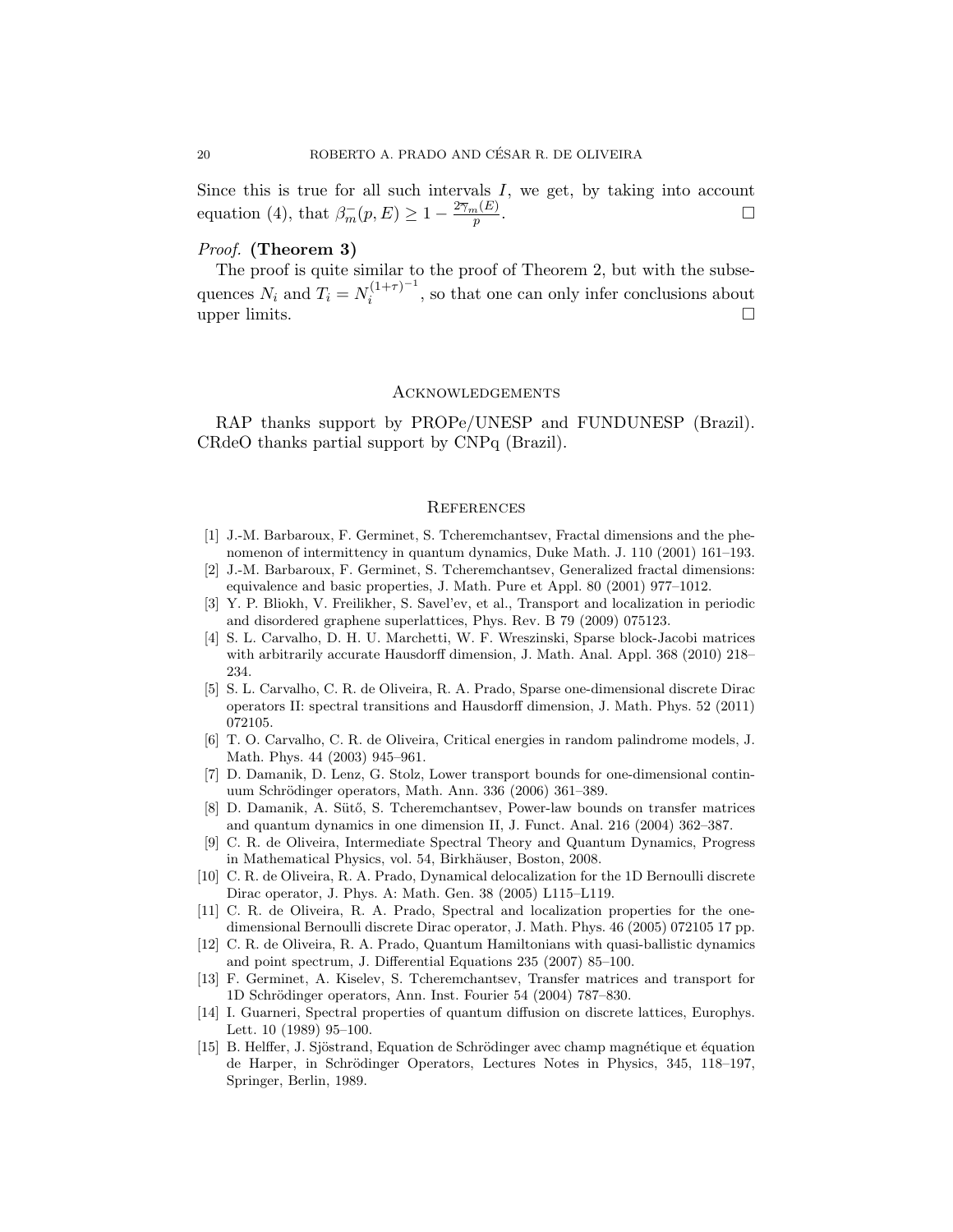Since this is true for all such intervals $I$, we get, by taking into account equation (4), that $\beta_m^-(p, E) \geq 1 - \frac{2\overline{\gamma}_m(E)}{p}$. □

*Proof.* **(Theorem 3)**

The proof is quite similar to the proof of Theorem 2, but with the subsequences $N_i$ and $T_i = N_i^{(1+\tau)^{-1}}$, so that one can only infer conclusions about upper limits. □

## Acknowledgements

RAP thanks support by PROPe/UNESP and FUNDUNESP (Brazil). CRdeO thanks partial support by CNPq (Brazil).

## References

[1] J.-M. Barbaroux, F. Germinet, S. Tcheremchantsev, Fractal dimensions and the phenomenon of intermittency in quantum dynamics, Duke Math. J. 110 (2001) 161–193.

[2] J.-M. Barbaroux, F. Germinet, S. Tcheremchantsev, Generalized fractal dimensions: equivalence and basic properties, J. Math. Pure et Appl. 80 (2001) 977–1012.

[3] Y. P. Bliokh, V. Freilikher, S. Savel'ev, et al., Transport and localization in periodic and disordered graphene superlattices, Phys. Rev. B 79 (2009) 075123.

[4] S. L. Carvalho, D. H. U. Marchetti, W. F. Wreszinski, Sparse block-Jacobi matrices with arbitrarily accurate Hausdorff dimension, J. Math. Anal. Appl. 368 (2010) 218–234.

[5] S. L. Carvalho, C. R. de Oliveira, R. A. Prado, Sparse one-dimensional discrete Dirac operators II: spectral transitions and Hausdorff dimension, J. Math. Phys. 52 (2011) 072105.

[6] T. O. Carvalho, C. R. de Oliveira, Critical energies in random palindrome models, J. Math. Phys. 44 (2003) 945–961.

[7] D. Damanik, D. Lenz, G. Stolz, Lower transport bounds for one-dimensional continuum Schrödinger operators, Math. Ann. 336 (2006) 361–389.

[8] D. Damanik, A. Sütő, S. Tcheremchantsev, Power-law bounds on transfer matrices and quantum dynamics in one dimension II, J. Funct. Anal. 216 (2004) 362–387.

[9] C. R. de Oliveira, Intermediate Spectral Theory and Quantum Dynamics, Progress in Mathematical Physics, vol. 54, Birkhäuser, Boston, 2008.

[10] C. R. de Oliveira, R. A. Prado, Dynamical delocalization for the 1D Bernoulli discrete Dirac operator, J. Phys. A: Math. Gen. 38 (2005) L115–L119.

[11] C. R. de Oliveira, R. A. Prado, Spectral and localization properties for the one-dimensional Bernoulli discrete Dirac operator, J. Math. Phys. 46 (2005) 072105 17 pp.

[12] C. R. de Oliveira, R. A. Prado, Quantum Hamiltonians with quasi-ballistic dynamics and point spectrum, J. Differential Equations 235 (2007) 85–100.

[13] F. Germinet, A. Kiselev, S. Tcheremchantsev, Transfer matrices and transport for 1D Schrödinger operators, Ann. Inst. Fourier 54 (2004) 787–830.

[14] I. Guarneri, Spectral properties of quantum diffusion on discrete lattices, Europhys. Lett. 10 (1989) 95–100.

[15] B. Helffer, J. Sjöstrand, Equation de Schrödinger avec champ magnétique et équation de Harper, in Schrödinger Operators, Lectures Notes in Physics, 345, 118–197, Springer, Berlin, 1989.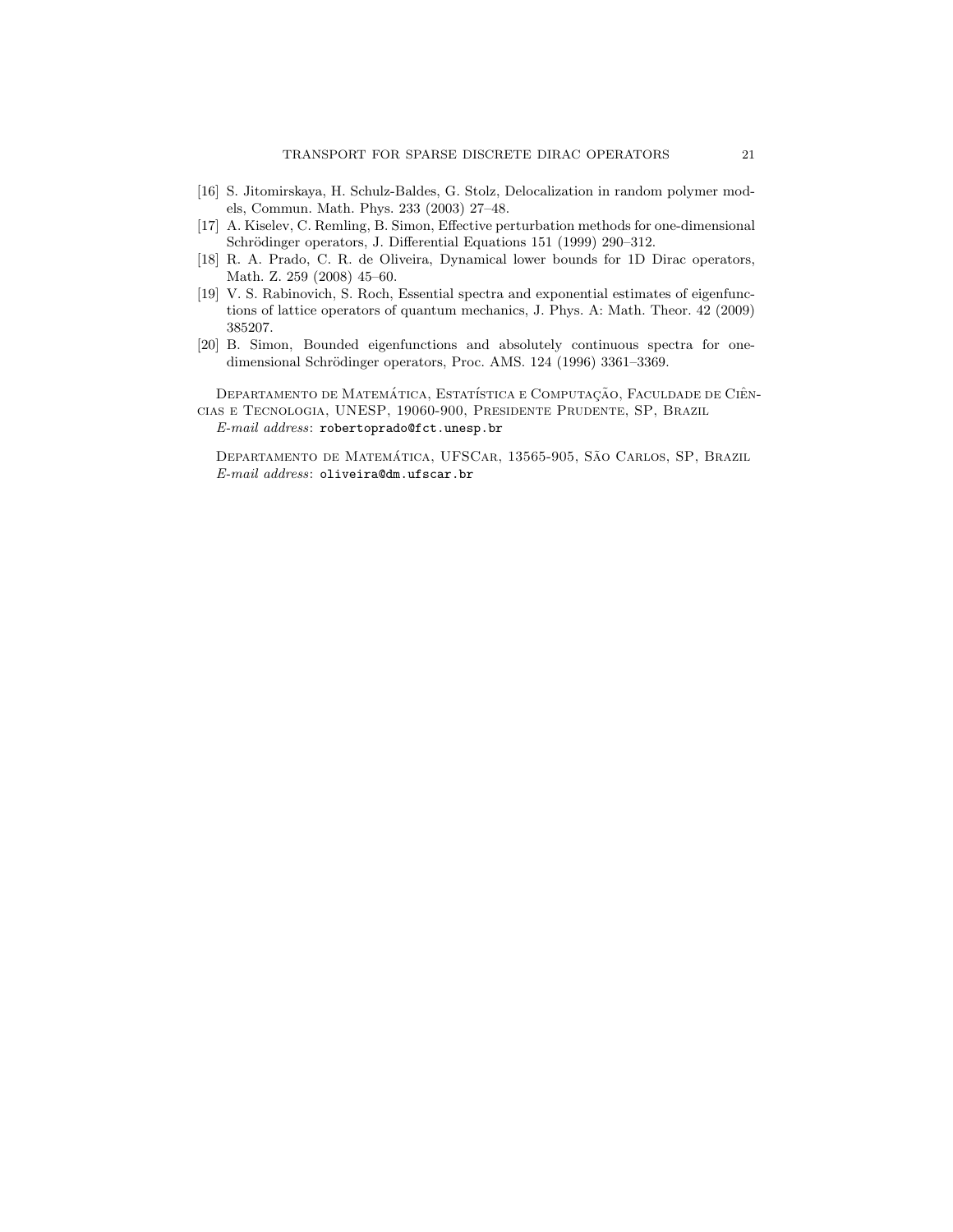[16] S. Jitomirskaya, H. Schulz-Baldes, G. Stolz, Delocalization in random polymer models, Commun. Math. Phys. 233 (2003) 27–48.

[17] A. Kiselev, C. Remling, B. Simon, Effective perturbation methods for one-dimensional Schrödinger operators, J. Differential Equations 151 (1999) 290–312.

[18] R. A. Prado, C. R. de Oliveira, Dynamical lower bounds for 1D Dirac operators, Math. Z. 259 (2008) 45–60.

[19] V. S. Rabinovich, S. Roch, Essential spectra and exponential estimates of eigenfunctions of lattice operators of quantum mechanics, J. Phys. A: Math. Theor. 42 (2009) 385207.

[20] B. Simon, Bounded eigenfunctions and absolutely continuous spectra for one-dimensional Schrödinger operators, Proc. AMS. 124 (1996) 3361–3369.

Departamento de Matemática, Estatística e Computação, Faculdade de Ciências e Tecnologia, UNESP, 19060-900, Presidente Prudente, SP, Brazil
*E-mail address*: `robertoprado@fct.unesp.br`

Departamento de Matemática, UFSCar, 13565-905, São Carlos, SP, Brazil
*E-mail address*: `oliveira@dm.ufscar.br`